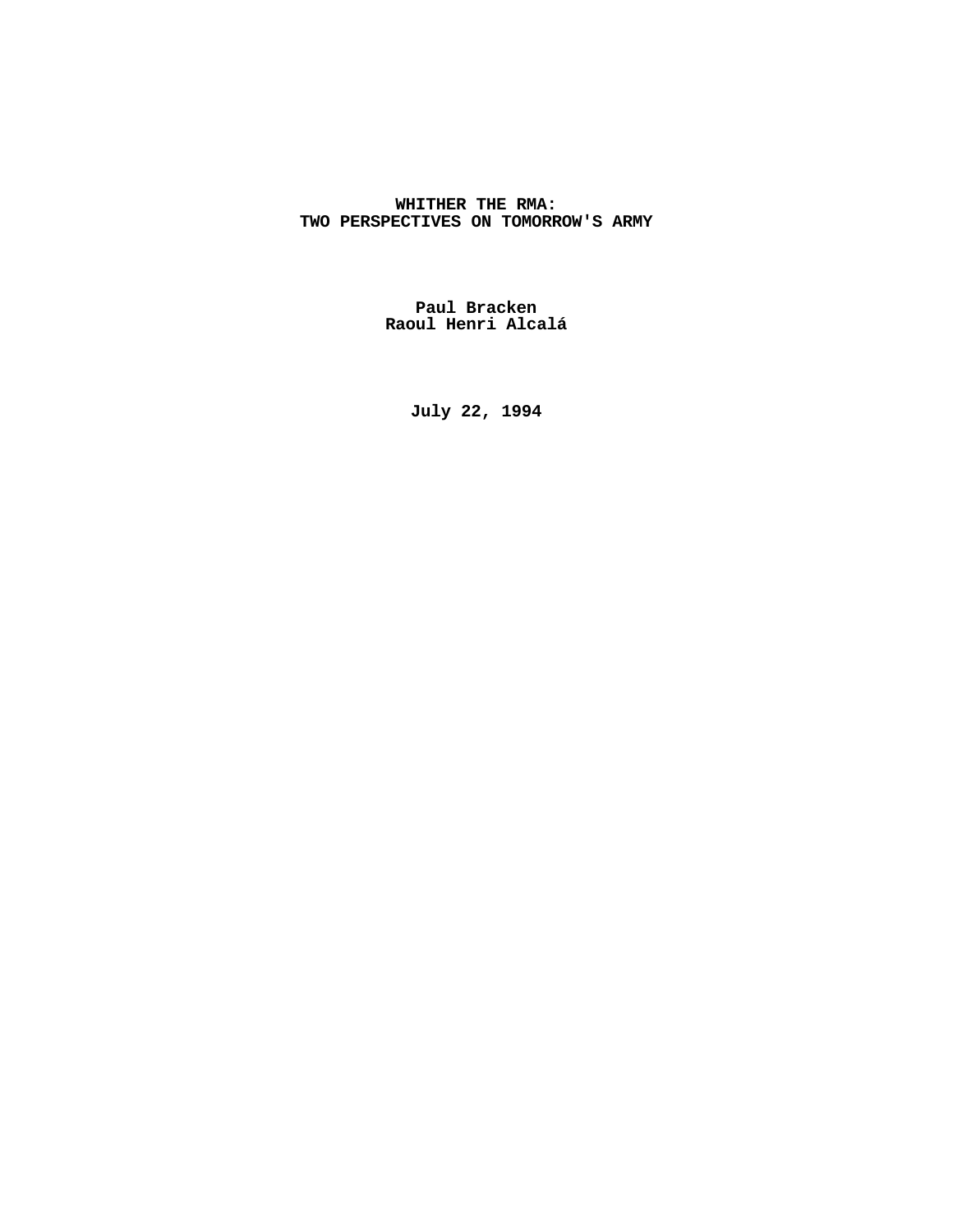# WHITHER THE RMA:
# TWO PERSPECTIVES ON TOMORROW'S ARMY

**Paul Bracken**
**Raoul Henri Alcalá**

**July 22, 1994**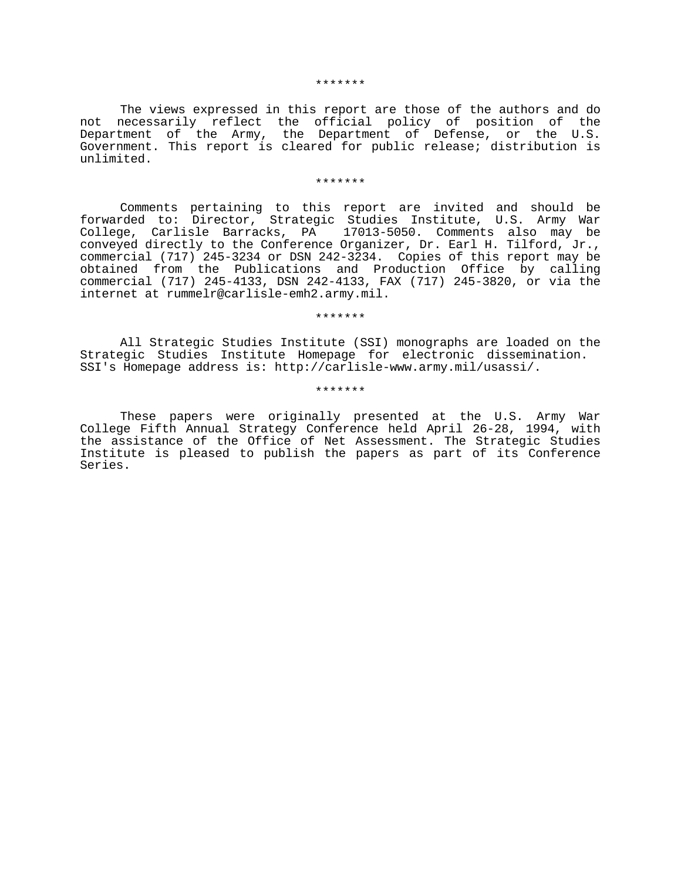*******

The views expressed in this report are those of the authors and do not necessarily reflect the official policy of position of the Department of the Army, the Department of Defense, or the U.S. Government. This report is cleared for public release; distribution is unlimited.

*******

Comments pertaining to this report are invited and should be forwarded to: Director, Strategic Studies Institute, U.S. Army War College, Carlisle Barracks, PA 17013-5050. Comments also may be conveyed directly to the Conference Organizer, Dr. Earl H. Tilford, Jr., commercial (717) 245-3234 or DSN 242-3234. Copies of this report may be obtained from the Publications and Production Office by calling commercial (717) 245-4133, DSN 242-4133, FAX (717) 245-3820, or via the internet at rummelr@carlisle-emh2.army.mil.

*******

All Strategic Studies Institute (SSI) monographs are loaded on the Strategic Studies Institute Homepage for electronic dissemination. SSI's Homepage address is: http://carlisle-www.army.mil/usassi/.

*******

These papers were originally presented at the U.S. Army War College Fifth Annual Strategy Conference held April 26-28, 1994, with the assistance of the Office of Net Assessment. The Strategic Studies Institute is pleased to publish the papers as part of its Conference Series.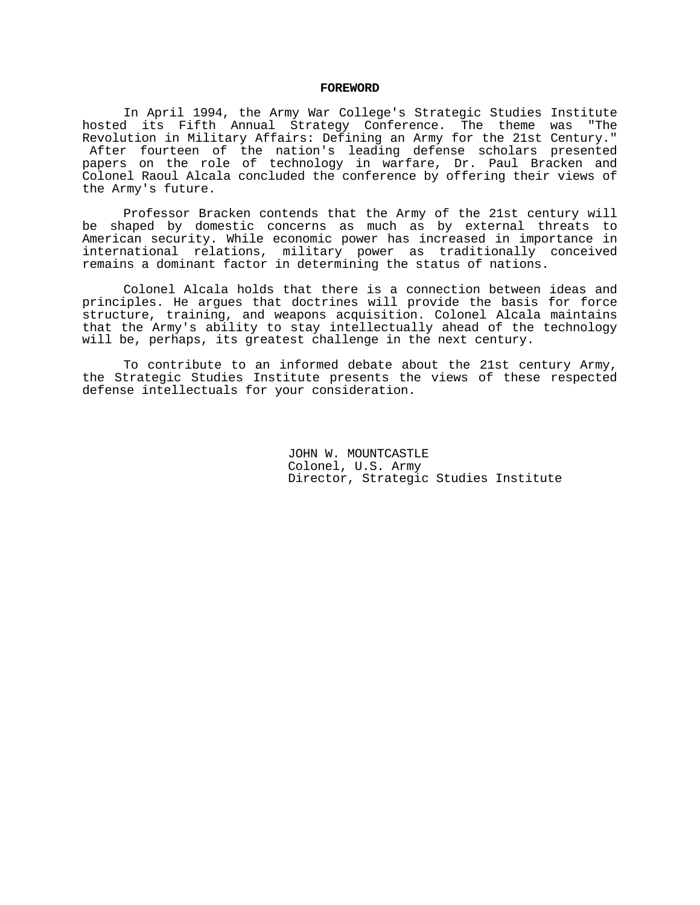## FOREWORD

In April 1994, the Army War College's Strategic Studies Institute hosted its Fifth Annual Strategy Conference. The theme was "The Revolution in Military Affairs: Defining an Army for the 21st Century." After fourteen of the nation's leading defense scholars presented papers on the role of technology in warfare, Dr. Paul Bracken and Colonel Raoul Alcala concluded the conference by offering their views of the Army's future.

Professor Bracken contends that the Army of the 21st century will be shaped by domestic concerns as much as by external threats to American security. While economic power has increased in importance in international relations, military power as traditionally conceived remains a dominant factor in determining the status of nations.

Colonel Alcala holds that there is a connection between ideas and principles. He argues that doctrines will provide the basis for force structure, training, and weapons acquisition. Colonel Alcala maintains that the Army's ability to stay intellectually ahead of the technology will be, perhaps, its greatest challenge in the next century.

To contribute to an informed debate about the 21st century Army, the Strategic Studies Institute presents the views of these respected defense intellectuals for your consideration.

JOHN W. MOUNTCASTLE
Colonel, U.S. Army
Director, Strategic Studies Institute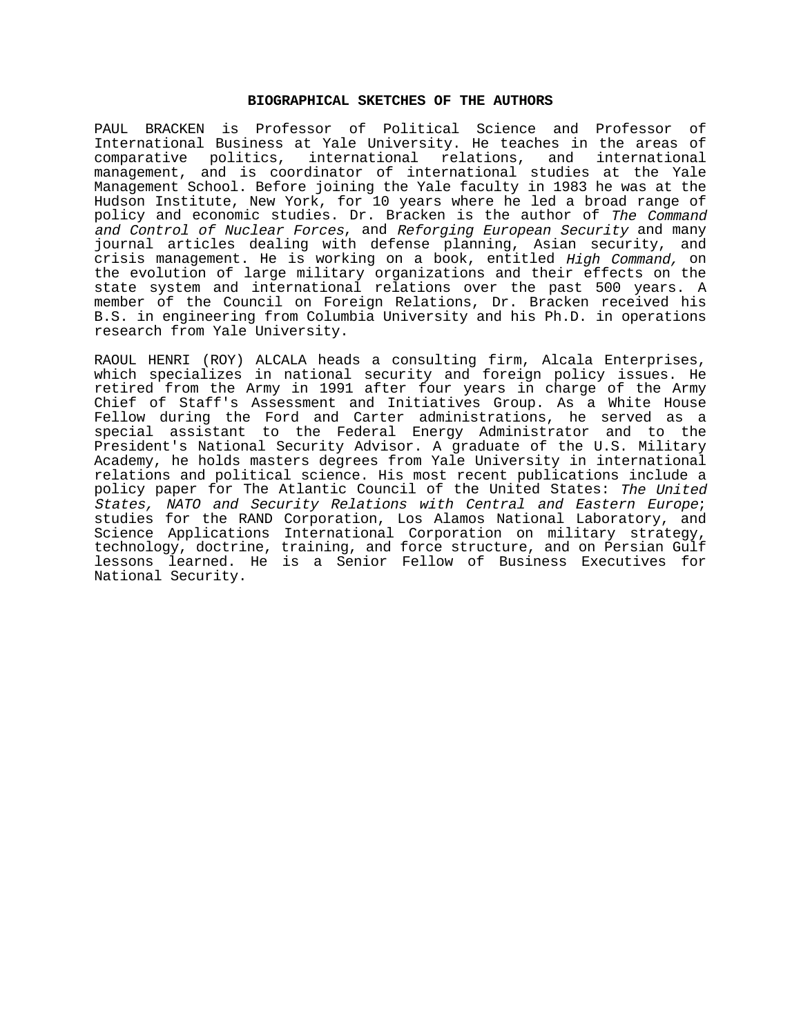## BIOGRAPHICAL SKETCHES OF THE AUTHORS

PAUL BRACKEN is Professor of Political Science and Professor of International Business at Yale University. He teaches in the areas of comparative politics, international relations, and international management, and is coordinator of international studies at the Yale Management School. Before joining the Yale faculty in 1983 he was at the Hudson Institute, New York, for 10 years where he led a broad range of policy and economic studies. Dr. Bracken is the author of *The Command and Control of Nuclear Forces*, and *Reforging European Security* and many journal articles dealing with defense planning, Asian security, and crisis management. He is working on a book, entitled *High Command,* on the evolution of large military organizations and their effects on the state system and international relations over the past 500 years. A member of the Council on Foreign Relations, Dr. Bracken received his B.S. in engineering from Columbia University and his Ph.D. in operations research from Yale University.

RAOUL HENRI (ROY) ALCALA heads a consulting firm, Alcala Enterprises, which specializes in national security and foreign policy issues. He retired from the Army in 1991 after four years in charge of the Army Chief of Staff's Assessment and Initiatives Group. As a White House Fellow during the Ford and Carter administrations, he served as a special assistant to the Federal Energy Administrator and to the President's National Security Advisor. A graduate of the U.S. Military Academy, he holds masters degrees from Yale University in international relations and political science. His most recent publications include a policy paper for The Atlantic Council of the United States: *The United States, NATO and Security Relations with Central and Eastern Europe*; studies for the RAND Corporation, Los Alamos National Laboratory, and Science Applications International Corporation on military strategy, technology, doctrine, training, and force structure, and on Persian Gulf lessons learned. He is a Senior Fellow of Business Executives for National Security.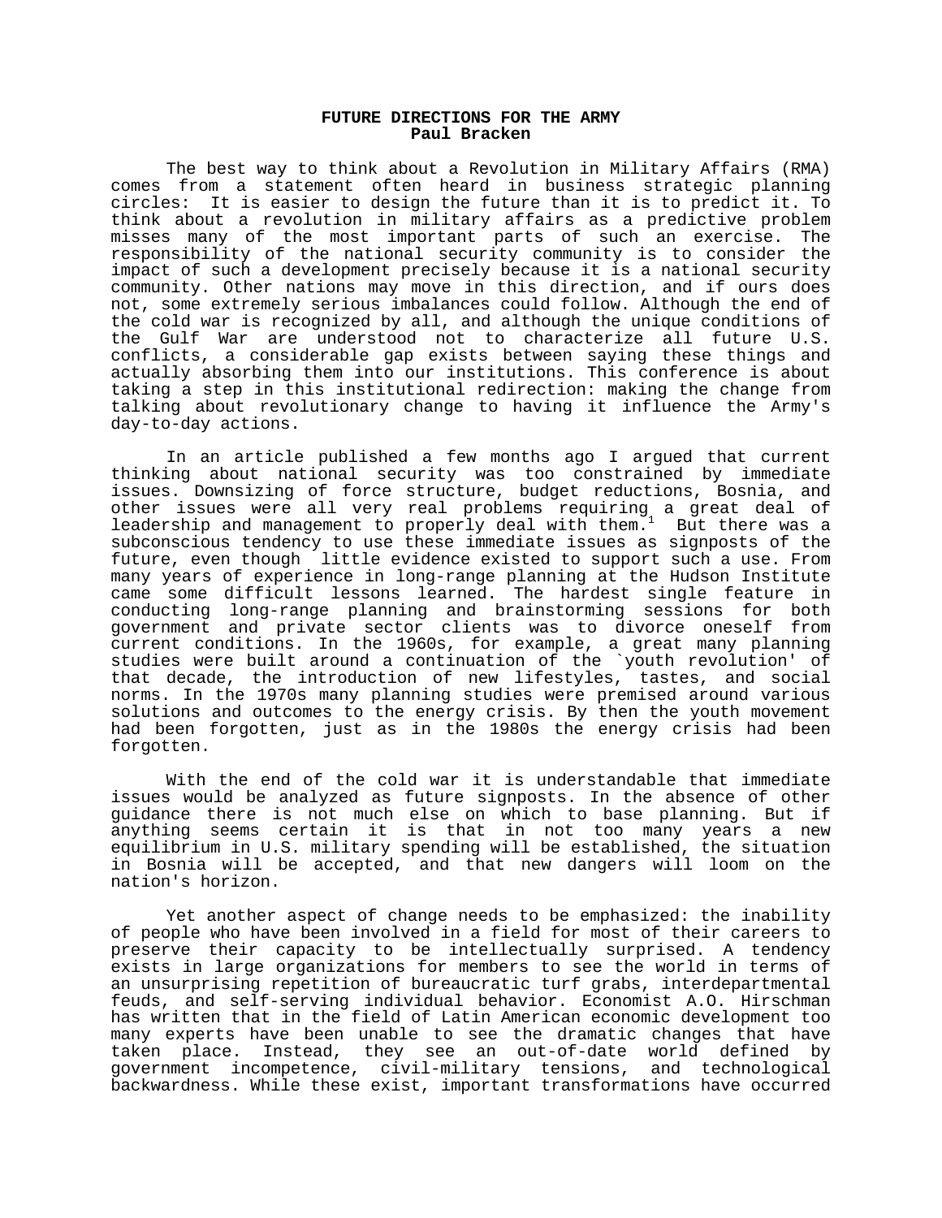# FUTURE DIRECTIONS FOR THE ARMY
**Paul Bracken**

The best way to think about a Revolution in Military Affairs (RMA) comes from a statement often heard in business strategic planning circles: It is easier to design the future than it is to predict it. To think about a revolution in military affairs as a predictive problem misses many of the most important parts of such an exercise. The responsibility of the national security community is to consider the impact of such a development precisely because it is a national security community. Other nations may move in this direction, and if ours does not, some extremely serious imbalances could follow. Although the end of the cold war is recognized by all, and although the unique conditions of the Gulf War are understood not to characterize all future U.S. conflicts, a considerable gap exists between saying these things and actually absorbing them into our institutions. This conference is about taking a step in this institutional redirection: making the change from talking about revolutionary change to having it influence the Army's day-to-day actions.

In an article published a few months ago I argued that current thinking about national security was too constrained by immediate issues. Downsizing of force structure, budget reductions, Bosnia, and other issues were all very real problems requiring a great deal of leadership and management to properly deal with them.[1] But there was a subconscious tendency to use these immediate issues as signposts of the future, even though little evidence existed to support such a use. From many years of experience in long-range planning at the Hudson Institute came some difficult lessons learned. The hardest single feature in conducting long-range planning and brainstorming sessions for both government and private sector clients was to divorce oneself from current conditions. In the 1960s, for example, a great many planning studies were built around a continuation of the `youth revolution' of that decade, the introduction of new lifestyles, tastes, and social norms. In the 1970s many planning studies were premised around various solutions and outcomes to the energy crisis. By then the youth movement had been forgotten, just as in the 1980s the energy crisis had been forgotten.

With the end of the cold war it is understandable that immediate issues would be analyzed as future signposts. In the absence of other guidance there is not much else on which to base planning. But if anything seems certain it is that in not too many years a new equilibrium in U.S. military spending will be established, the situation in Bosnia will be accepted, and that new dangers will loom on the nation's horizon.

Yet another aspect of change needs to be emphasized: the inability of people who have been involved in a field for most of their careers to preserve their capacity to be intellectually surprised. A tendency exists in large organizations for members to see the world in terms of an unsurprising repetition of bureaucratic turf grabs, interdepartmental feuds, and self-serving individual behavior. Economist A.O. Hirschman has written that in the field of Latin American economic development too many experts have been unable to see the dramatic changes that have taken place. Instead, they see an out-of-date world defined by government incompetence, civil-military tensions, and technological backwardness. While these exist, important transformations have occurred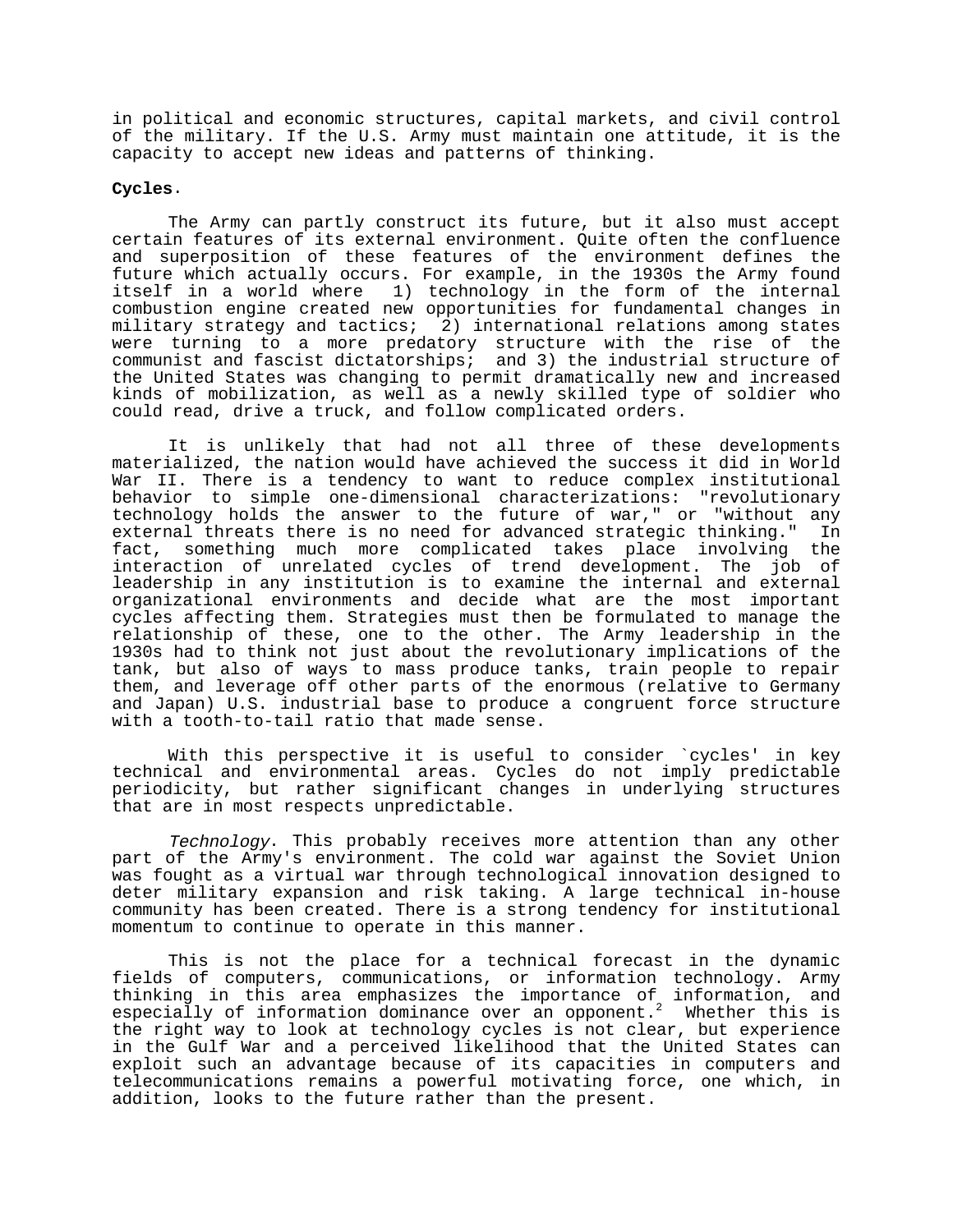in political and economic structures, capital markets, and civil control of the military. If the U.S. Army must maintain one attitude, it is the capacity to accept new ideas and patterns of thinking.

**Cycles**.

The Army can partly construct its future, but it also must accept certain features of its external environment. Quite often the confluence and superposition of these features of the environment defines the future which actually occurs. For example, in the 1930s the Army found itself in a world where 1) technology in the form of the internal combustion engine created new opportunities for fundamental changes in military strategy and tactics; 2) international relations among states were turning to a more predatory structure with the rise of the communist and fascist dictatorships; and 3) the industrial structure of the United States was changing to permit dramatically new and increased kinds of mobilization, as well as a newly skilled type of soldier who could read, drive a truck, and follow complicated orders.

It is unlikely that had not all three of these developments materialized, the nation would have achieved the success it did in World War II. There is a tendency to want to reduce complex institutional behavior to simple one-dimensional characterizations: "revolutionary technology holds the answer to the future of war," or "without any external threats there is no need for advanced strategic thinking." In fact, something much more complicated takes place involving the interaction of unrelated cycles of trend development. The job of leadership in any institution is to examine the internal and external organizational environments and decide what are the most important cycles affecting them. Strategies must then be formulated to manage the relationship of these, one to the other. The Army leadership in the 1930s had to think not just about the revolutionary implications of the tank, but also of ways to mass produce tanks, train people to repair them, and leverage off other parts of the enormous (relative to Germany and Japan) U.S. industrial base to produce a congruent force structure with a tooth-to-tail ratio that made sense.

With this perspective it is useful to consider `cycles' in key technical and environmental areas. Cycles do not imply predictable periodicity, but rather significant changes in underlying structures that are in most respects unpredictable.

*Technology*. This probably receives more attention than any other part of the Army's environment. The cold war against the Soviet Union was fought as a virtual war through technological innovation designed to deter military expansion and risk taking. A large technical in-house community has been created. There is a strong tendency for institutional momentum to continue to operate in this manner.

This is not the place for a technical forecast in the dynamic fields of computers, communications, or information technology. Army thinking in this area emphasizes the importance of information, and especially of information dominance over an opponent.[2] Whether this is the right way to look at technology cycles is not clear, but experience in the Gulf War and a perceived likelihood that the United States can exploit such an advantage because of its capacities in computers and telecommunications remains a powerful motivating force, one which, in addition, looks to the future rather than the present.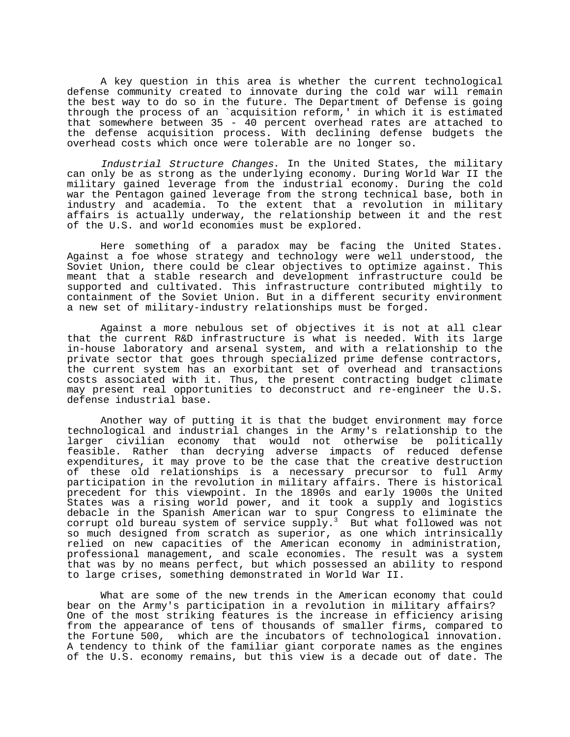A key question in this area is whether the current technological defense community created to innovate during the cold war will remain the best way to do so in the future. The Department of Defense is going through the process of an `acquisition reform,' in which it is estimated that somewhere between 35 - 40 percent overhead rates are attached to the defense acquisition process. With declining defense budgets the overhead costs which once were tolerable are no longer so.

*Industrial Structure Changes.* In the United States, the military can only be as strong as the underlying economy. During World War II the military gained leverage from the industrial economy. During the cold war the Pentagon gained leverage from the strong technical base, both in industry and academia. To the extent that a revolution in military affairs is actually underway, the relationship between it and the rest of the U.S. and world economies must be explored.

Here something of a paradox may be facing the United States. Against a foe whose strategy and technology were well understood, the Soviet Union, there could be clear objectives to optimize against. This meant that a stable research and development infrastructure could be supported and cultivated. This infrastructure contributed mightily to containment of the Soviet Union. But in a different security environment a new set of military-industry relationships must be forged.

Against a more nebulous set of objectives it is not at all clear that the current R&D infrastructure is what is needed. With its large in-house laboratory and arsenal system, and with a relationship to the private sector that goes through specialized prime defense contractors, the current system has an exorbitant set of overhead and transactions costs associated with it. Thus, the present contracting budget climate may present real opportunities to deconstruct and re-engineer the U.S. defense industrial base.

Another way of putting it is that the budget environment may force technological and industrial changes in the Army's relationship to the larger civilian economy that would not otherwise be politically feasible. Rather than decrying adverse impacts of reduced defense expenditures, it may prove to be the case that the creative destruction of these old relationships is a necessary precursor to full Army participation in the revolution in military affairs. There is historical precedent for this viewpoint. In the 1890s and early 1900s the United States was a rising world power, and it took a supply and logistics debacle in the Spanish American war to spur Congress to eliminate the corrupt old bureau system of service supply.[3] But what followed was not so much designed from scratch as superior, as one which intrinsically relied on new capacities of the American economy in administration, professional management, and scale economies. The result was a system that was by no means perfect, but which possessed an ability to respond to large crises, something demonstrated in World War II.

What are some of the new trends in the American economy that could bear on the Army's participation in a revolution in military affairs? One of the most striking features is the increase in efficiency arising from the appearance of tens of thousands of smaller firms, compared to the Fortune 500, which are the incubators of technological innovation. A tendency to think of the familiar giant corporate names as the engines of the U.S. economy remains, but this view is a decade out of date. The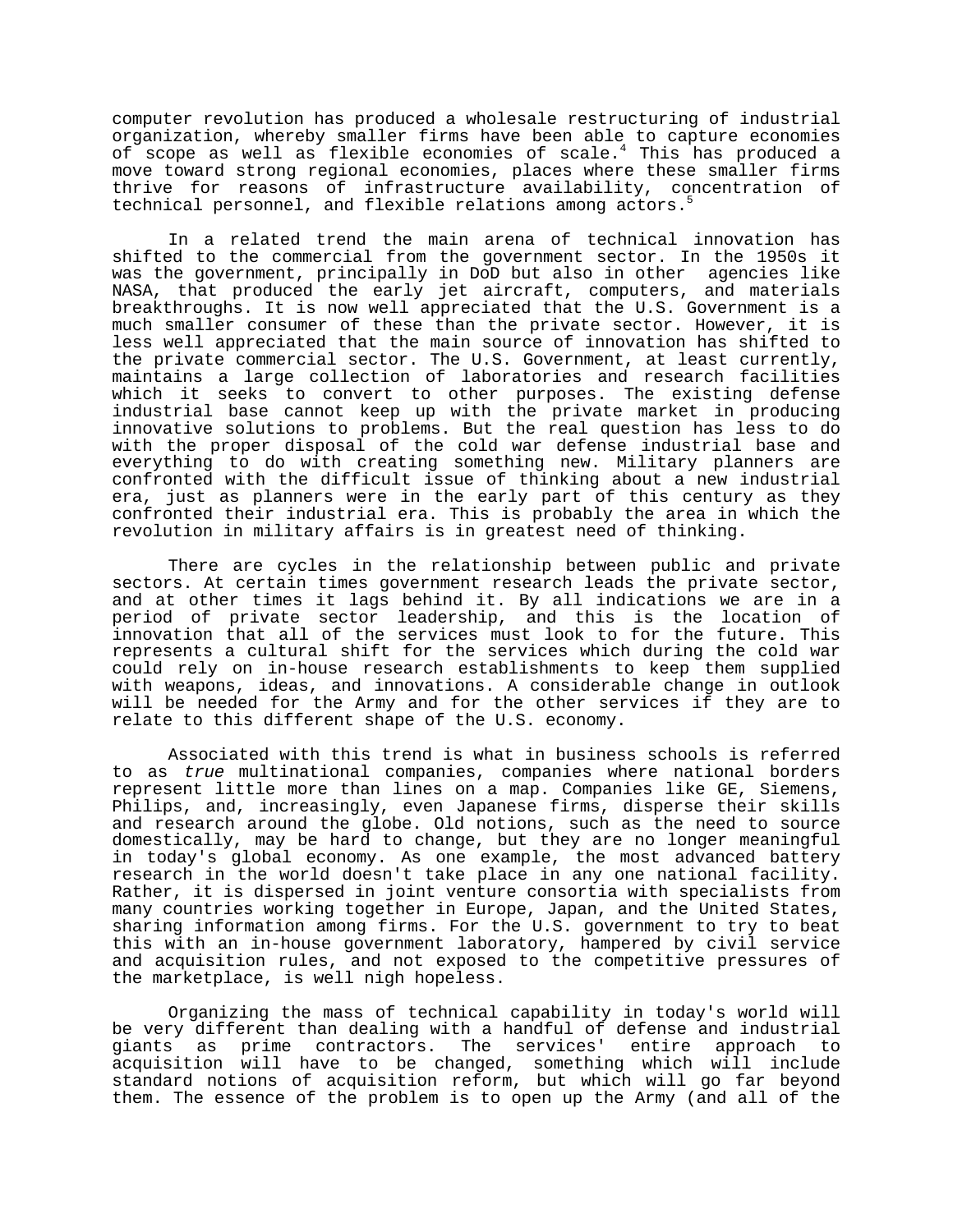computer revolution has produced a wholesale restructuring of industrial organization, whereby smaller firms have been able to capture economies of scope as well as flexible economies of scale.[4] This has produced a move toward strong regional economies, places where these smaller firms thrive for reasons of infrastructure availability, concentration of technical personnel, and flexible relations among actors.[5]

In a related trend the main arena of technical innovation has shifted to the commercial from the government sector. In the 1950s it was the government, principally in DoD but also in other agencies like NASA, that produced the early jet aircraft, computers, and materials breakthroughs. It is now well appreciated that the U.S. Government is a much smaller consumer of these than the private sector. However, it is less well appreciated that the main source of innovation has shifted to the private commercial sector. The U.S. Government, at least currently, maintains a large collection of laboratories and research facilities which it seeks to convert to other purposes. The existing defense industrial base cannot keep up with the private market in producing innovative solutions to problems. But the real question has less to do with the proper disposal of the cold war defense industrial base and everything to do with creating something new. Military planners are confronted with the difficult issue of thinking about a new industrial era, just as planners were in the early part of this century as they confronted their industrial era. This is probably the area in which the revolution in military affairs is in greatest need of thinking.

There are cycles in the relationship between public and private sectors. At certain times government research leads the private sector, and at other times it lags behind it. By all indications we are in a period of private sector leadership, and this is the location of innovation that all of the services must look to for the future. This represents a cultural shift for the services which during the cold war could rely on in-house research establishments to keep them supplied with weapons, ideas, and innovations. A considerable change in outlook will be needed for the Army and for the other services if they are to relate to this different shape of the U.S. economy.

Associated with this trend is what in business schools is referred to as *true* multinational companies, companies where national borders represent little more than lines on a map. Companies like GE, Siemens, Philips, and, increasingly, even Japanese firms, disperse their skills and research around the globe. Old notions, such as the need to source domestically, may be hard to change, but they are no longer meaningful in today's global economy. As one example, the most advanced battery research in the world doesn't take place in any one national facility. Rather, it is dispersed in joint venture consortia with specialists from many countries working together in Europe, Japan, and the United States, sharing information among firms. For the U.S. government to try to beat this with an in-house government laboratory, hampered by civil service and acquisition rules, and not exposed to the competitive pressures of the marketplace, is well nigh hopeless.

Organizing the mass of technical capability in today's world will be very different than dealing with a handful of defense and industrial giants as prime contractors. The services' entire approach to acquisition will have to be changed, something which will include standard notions of acquisition reform, but which will go far beyond them. The essence of the problem is to open up the Army (and all of the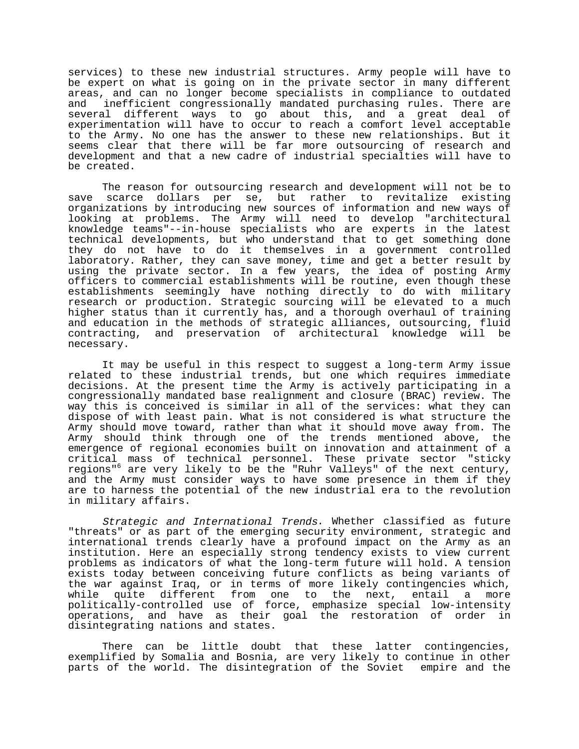services) to these new industrial structures. Army people will have to be expert on what is going on in the private sector in many different areas, and can no longer become specialists in compliance to outdated and inefficient congressionally mandated purchasing rules. There are several different ways to go about this, and a great deal of experimentation will have to occur to reach a comfort level acceptable to the Army. No one has the answer to these new relationships. But it seems clear that there will be far more outsourcing of research and development and that a new cadre of industrial specialties will have to be created.

The reason for outsourcing research and development will not be to save scarce dollars per se, but rather to revitalize existing organizations by introducing new sources of information and new ways of looking at problems. The Army will need to develop "architectural knowledge teams"--in-house specialists who are experts in the latest technical developments, but who understand that to get something done they do not have to do it themselves in a government controlled laboratory. Rather, they can save money, time and get a better result by using the private sector. In a few years, the idea of posting Army officers to commercial establishments will be routine, even though these establishments seemingly have nothing directly to do with military research or production. Strategic sourcing will be elevated to a much higher status than it currently has, and a thorough overhaul of training and education in the methods of strategic alliances, outsourcing, fluid contracting, and preservation of architectural knowledge will be necessary.

It may be useful in this respect to suggest a long-term Army issue related to these industrial trends, but one which requires immediate decisions. At the present time the Army is actively participating in a congressionally mandated base realignment and closure (BRAC) review. The way this is conceived is similar in all of the services: what they can dispose of with least pain. What is not considered is what structure the Army should move toward, rather than what it should move away from. The Army should think through one of the trends mentioned above, the emergence of regional economies built on innovation and attainment of a critical mass of technical personnel. These private sector "sticky regions"[6] are very likely to be the "Ruhr Valleys" of the next century, and the Army must consider ways to have some presence in them if they are to harness the potential of the new industrial era to the revolution in military affairs.

*Strategic and International Trends*. Whether classified as future "threats" or as part of the emerging security environment, strategic and international trends clearly have a profound impact on the Army as an institution. Here an especially strong tendency exists to view current problems as indicators of what the long-term future will hold. A tension exists today between conceiving future conflicts as being variants of the war against Iraq, or in terms of more likely contingencies which, while quite different from one to the next, entail a more politically-controlled use of force, emphasize special low-intensity operations, and have as their goal the restoration of order in disintegrating nations and states.

There can be little doubt that these latter contingencies, exemplified by Somalia and Bosnia, are very likely to continue in other parts of the world. The disintegration of the Soviet empire and the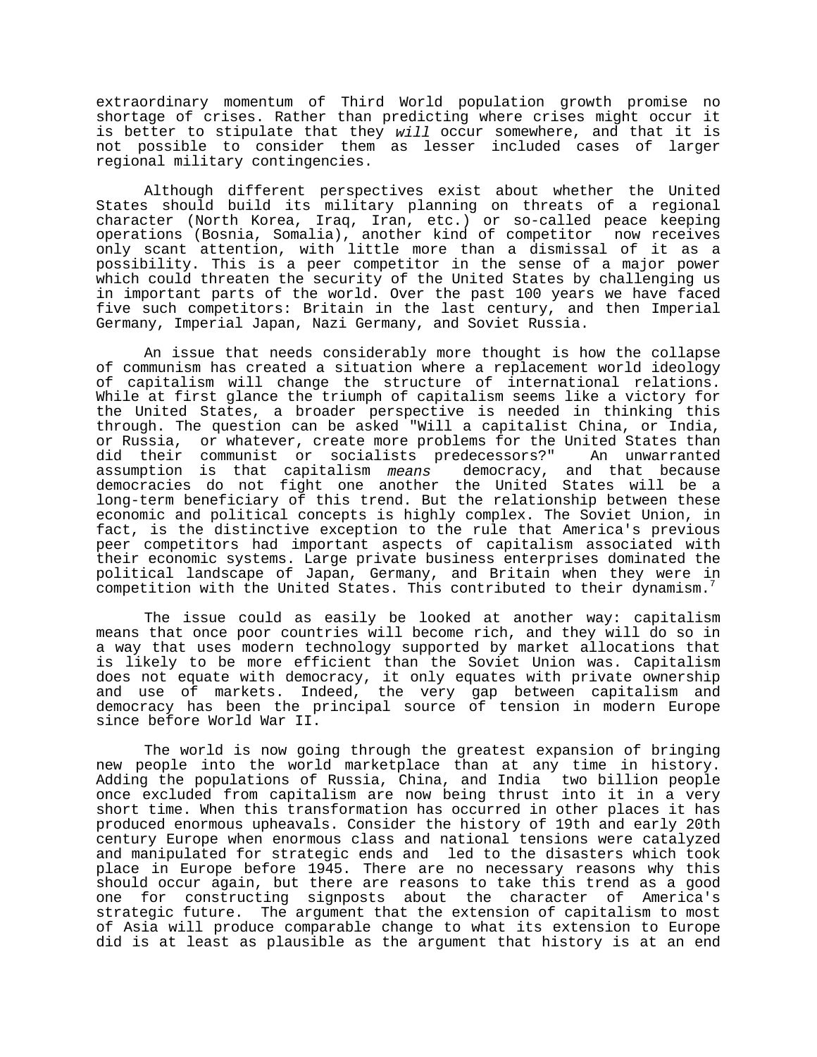extraordinary momentum of Third World population growth promise no shortage of crises. Rather than predicting where crises might occur it is better to stipulate that they *will* occur somewhere, and that it is not possible to consider them as lesser included cases of larger regional military contingencies.

Although different perspectives exist about whether the United States should build its military planning on threats of a regional character (North Korea, Iraq, Iran, etc.) or so-called peace keeping operations (Bosnia, Somalia), another kind of competitor now receives only scant attention, with little more than a dismissal of it as a possibility. This is a peer competitor in the sense of a major power which could threaten the security of the United States by challenging us in important parts of the world. Over the past 100 years we have faced five such competitors: Britain in the last century, and then Imperial Germany, Imperial Japan, Nazi Germany, and Soviet Russia.

An issue that needs considerably more thought is how the collapse of communism has created a situation where a replacement world ideology of capitalism will change the structure of international relations. While at first glance the triumph of capitalism seems like a victory for the United States, a broader perspective is needed in thinking this through. The question can be asked "Will a capitalist China, or India, or Russia, or whatever, create more problems for the United States than did their communist or socialists predecessors?" An unwarranted assumption is that capitalism *means* democracy, and that because democracies do not fight one another the United States will be a long-term beneficiary of this trend. But the relationship between these economic and political concepts is highly complex. The Soviet Union, in fact, is the distinctive exception to the rule that America's previous peer competitors had important aspects of capitalism associated with their economic systems. Large private business enterprises dominated the political landscape of Japan, Germany, and Britain when they were in competition with the United States. This contributed to their dynamism.[7]

The issue could as easily be looked at another way: capitalism means that once poor countries will become rich, and they will do so in a way that uses modern technology supported by market allocations that is likely to be more efficient than the Soviet Union was. Capitalism does not equate with democracy, it only equates with private ownership and use of markets. Indeed, the very gap between capitalism and democracy has been the principal source of tension in modern Europe since before World War II.

The world is now going through the greatest expansion of bringing new people into the world marketplace than at any time in history. Adding the populations of Russia, China, and India two billion people once excluded from capitalism are now being thrust into it in a very short time. When this transformation has occurred in other places it has produced enormous upheavals. Consider the history of 19th and early 20th century Europe when enormous class and national tensions were catalyzed and manipulated for strategic ends and led to the disasters which took place in Europe before 1945. There are no necessary reasons why this should occur again, but there are reasons to take this trend as a good one for constructing signposts about the character of America's strategic future. The argument that the extension of capitalism to most of Asia will produce comparable change to what its extension to Europe did is at least as plausible as the argument that history is at an end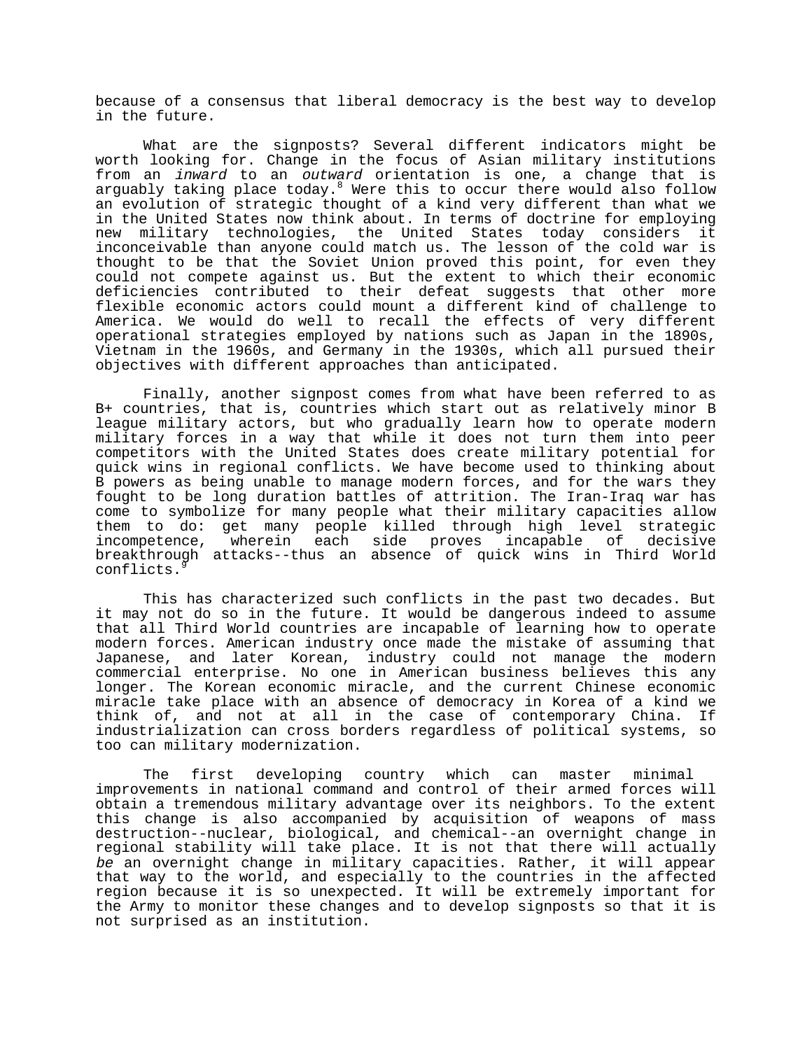because of a consensus that liberal democracy is the best way to develop in the future.

What are the signposts? Several different indicators might be worth looking for. Change in the focus of Asian military institutions from an *inward* to an *outward* orientation is one, a change that is arguably taking place today.[8] Were this to occur there would also follow an evolution of strategic thought of a kind very different than what we in the United States now think about. In terms of doctrine for employing new military technologies, the United States today considers it inconceivable than anyone could match us. The lesson of the cold war is thought to be that the Soviet Union proved this point, for even they could not compete against us. But the extent to which their economic deficiencies contributed to their defeat suggests that other more flexible economic actors could mount a different kind of challenge to America. We would do well to recall the effects of very different operational strategies employed by nations such as Japan in the 1890s, Vietnam in the 1960s, and Germany in the 1930s, which all pursued their objectives with different approaches than anticipated.

Finally, another signpost comes from what have been referred to as B+ countries, that is, countries which start out as relatively minor B league military actors, but who gradually learn how to operate modern military forces in a way that while it does not turn them into peer competitors with the United States does create military potential for quick wins in regional conflicts. We have become used to thinking about B powers as being unable to manage modern forces, and for the wars they fought to be long duration battles of attrition. The Iran-Iraq war has come to symbolize for many people what their military capacities allow them to do: get many people killed through high level strategic incompetence, wherein each side proves incapable of decisive breakthrough attacks--thus an absence of quick wins in Third World conflicts.[9]

This has characterized such conflicts in the past two decades. But it may not do so in the future. It would be dangerous indeed to assume that all Third World countries are incapable of learning how to operate modern forces. American industry once made the mistake of assuming that Japanese, and later Korean, industry could not manage the modern commercial enterprise. No one in American business believes this any longer. The Korean economic miracle, and the current Chinese economic miracle take place with an absence of democracy in Korea of a kind we think of, and not at all in the case of contemporary China. If industrialization can cross borders regardless of political systems, so too can military modernization.

The first developing country which can master minimal improvements in national command and control of their armed forces will obtain a tremendous military advantage over its neighbors. To the extent this change is also accompanied by acquisition of weapons of mass destruction--nuclear, biological, and chemical--an overnight change in regional stability will take place. It is not that there will actually *be* an overnight change in military capacities. Rather, it will appear that way to the world, and especially to the countries in the affected region because it is so unexpected. It will be extremely important for the Army to monitor these changes and to develop signposts so that it is not surprised as an institution.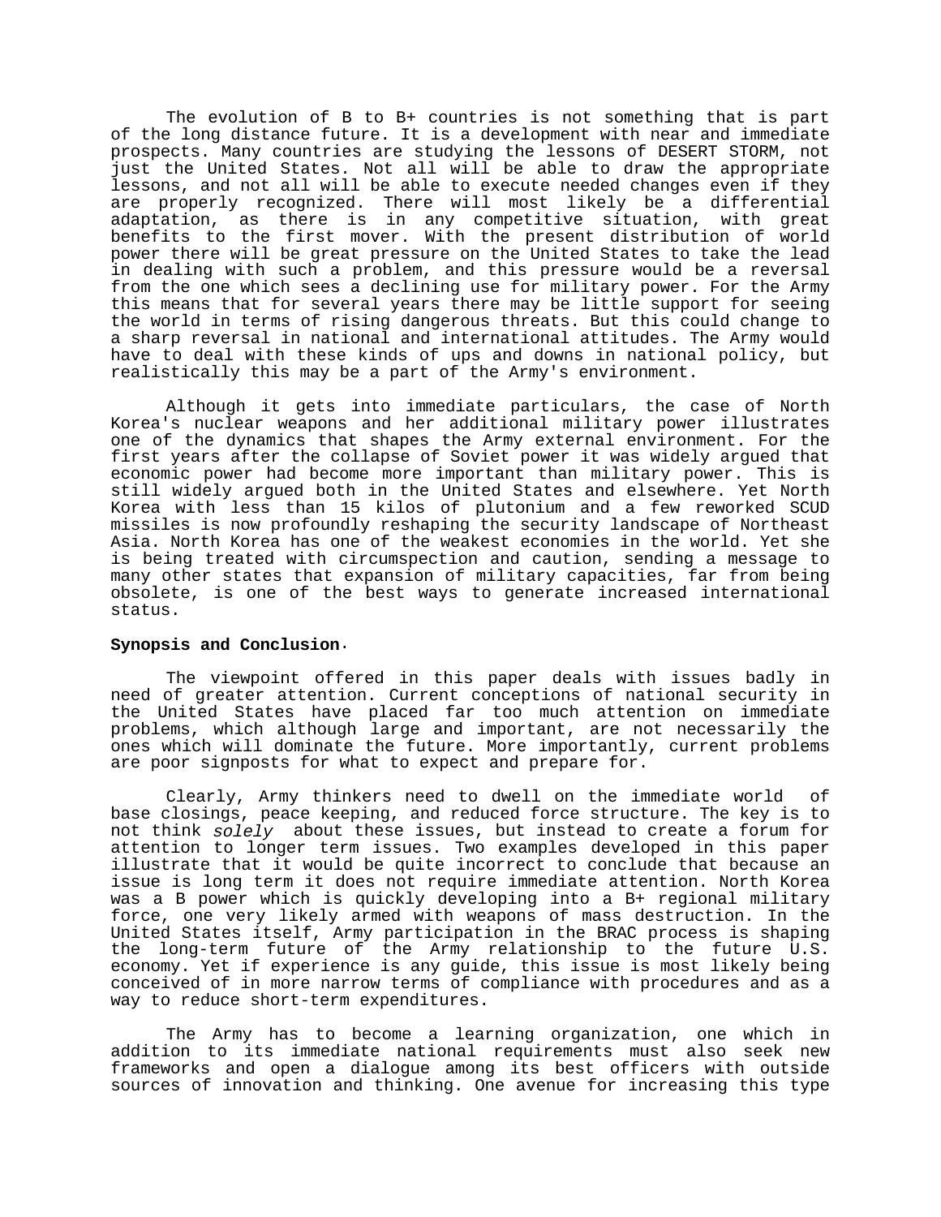The evolution of B to B+ countries is not something that is part of the long distance future. It is a development with near and immediate prospects. Many countries are studying the lessons of DESERT STORM, not just the United States. Not all will be able to draw the appropriate lessons, and not all will be able to execute needed changes even if they are properly recognized. There will most likely be a differential adaptation, as there is in any competitive situation, with great benefits to the first mover. With the present distribution of world power there will be great pressure on the United States to take the lead in dealing with such a problem, and this pressure would be a reversal from the one which sees a declining use for military power. For the Army this means that for several years there may be little support for seeing the world in terms of rising dangerous threats. But this could change to a sharp reversal in national and international attitudes. The Army would have to deal with these kinds of ups and downs in national policy, but realistically this may be a part of the Army's environment.

Although it gets into immediate particulars, the case of North Korea's nuclear weapons and her additional military power illustrates one of the dynamics that shapes the Army external environment. For the first years after the collapse of Soviet power it was widely argued that economic power had become more important than military power. This is still widely argued both in the United States and elsewhere. Yet North Korea with less than 15 kilos of plutonium and a few reworked SCUD missiles is now profoundly reshaping the security landscape of Northeast Asia. North Korea has one of the weakest economies in the world. Yet she is being treated with circumspection and caution, sending a message to many other states that expansion of military capacities, far from being obsolete, is one of the best ways to generate increased international status.

**Synopsis and Conclusion.**

The viewpoint offered in this paper deals with issues badly in need of greater attention. Current conceptions of national security in the United States have placed far too much attention on immediate problems, which although large and important, are not necessarily the ones which will dominate the future. More importantly, current problems are poor signposts for what to expect and prepare for.

Clearly, Army thinkers need to dwell on the immediate world of base closings, peace keeping, and reduced force structure. The key is to not think *solely* about these issues, but instead to create a forum for attention to longer term issues. Two examples developed in this paper illustrate that it would be quite incorrect to conclude that because an issue is long term it does not require immediate attention. North Korea was a B power which is quickly developing into a B+ regional military force, one very likely armed with weapons of mass destruction. In the United States itself, Army participation in the BRAC process is shaping the long-term future of the Army relationship to the future U.S. economy. Yet if experience is any guide, this issue is most likely being conceived of in more narrow terms of compliance with procedures and as a way to reduce short-term expenditures.

The Army has to become a learning organization, one which in addition to its immediate national requirements must also seek new frameworks and open a dialogue among its best officers with outside sources of innovation and thinking. One avenue for increasing this type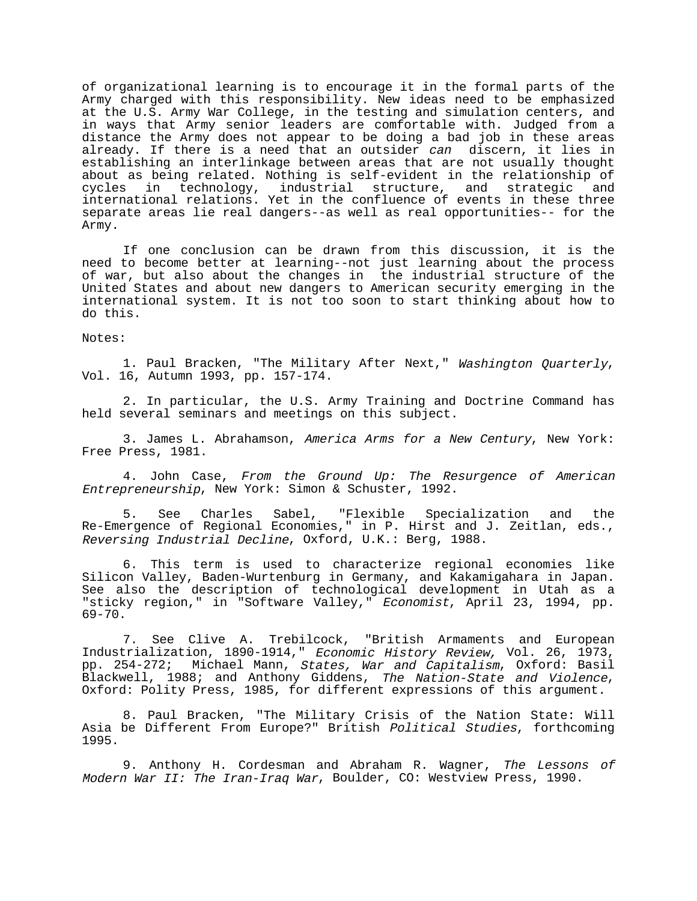of organizational learning is to encourage it in the formal parts of the Army charged with this responsibility. New ideas need to be emphasized at the U.S. Army War College, in the testing and simulation centers, and in ways that Army senior leaders are comfortable with. Judged from a distance the Army does not appear to be doing a bad job in these areas already. If there is a need that an outsider *can* discern, it lies in establishing an interlinkage between areas that are not usually thought about as being related. Nothing is self-evident in the relationship of cycles in technology, industrial structure, and strategic and international relations. Yet in the confluence of events in these three separate areas lie real dangers--as well as real opportunities-- for the Army.

If one conclusion can be drawn from this discussion, it is the need to become better at learning--not just learning about the process of war, but also about the changes in the industrial structure of the United States and about new dangers to American security emerging in the international system. It is not too soon to start thinking about how to do this.

Notes:

1. Paul Bracken, "The Military After Next," *Washington Quarterly*, Vol. 16, Autumn 1993, pp. 157-174.

2. In particular, the U.S. Army Training and Doctrine Command has held several seminars and meetings on this subject.

3. James L. Abrahamson, *America Arms for a New Century*, New York: Free Press, 1981.

4. John Case, *From the Ground Up: The Resurgence of American Entrepreneurship*, New York: Simon & Schuster, 1992.

5. See Charles Sabel, "Flexible Specialization and the Re-Emergence of Regional Economies," in P. Hirst and J. Zeitlan, eds., *Reversing Industrial Decline*, Oxford, U.K.: Berg, 1988.

6. This term is used to characterize regional economies like Silicon Valley, Baden-Wurtenburg in Germany, and Kakamigahara in Japan. See also the description of technological development in Utah as a "sticky region," in "Software Valley," *Economist*, April 23, 1994, pp. 69-70.

7. See Clive A. Trebilcock, "British Armaments and European Industrialization, 1890-1914," *Economic History Review,* Vol. 26, 1973, pp. 254-272; Michael Mann, *States, War and Capitalism*, Oxford: Basil Blackwell, 1988; and Anthony Giddens, *The Nation-State and Violence*, Oxford: Polity Press, 1985, for different expressions of this argument.

8. Paul Bracken, "The Military Crisis of the Nation State: Will Asia be Different From Europe?" British *Political Studies*, forthcoming 1995.

9. Anthony H. Cordesman and Abraham R. Wagner, *The Lessons of Modern War II: The Iran-Iraq War*, Boulder, CO: Westview Press, 1990.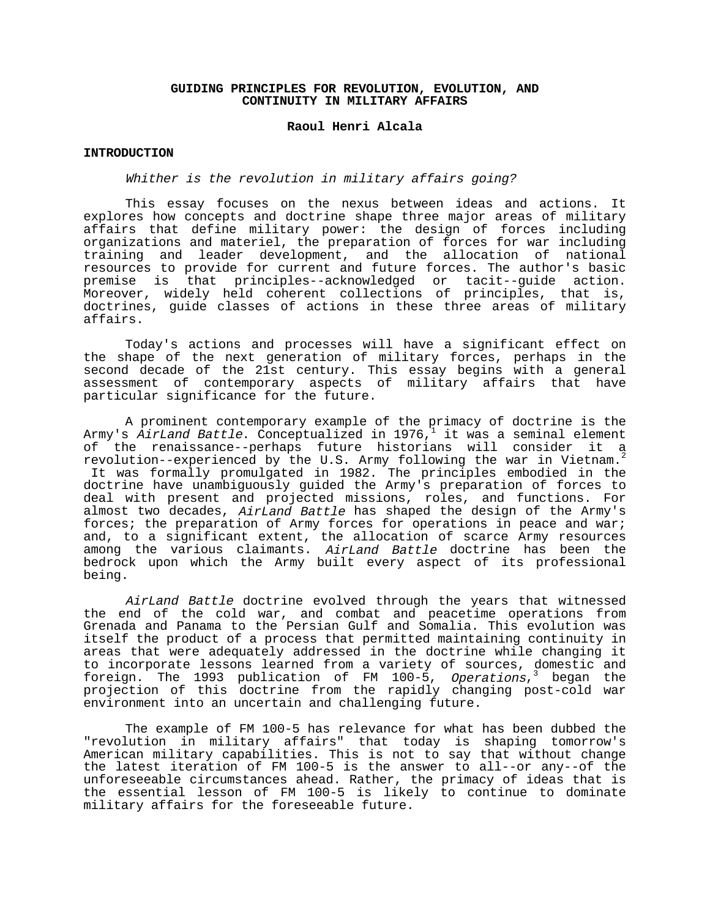# GUIDING PRINCIPLES FOR REVOLUTION, EVOLUTION, AND CONTINUITY IN MILITARY AFFAIRS

**Raoul Henri Alcala**

## INTRODUCTION

*Whither is the revolution in military affairs going?*

This essay focuses on the nexus between ideas and actions. It explores how concepts and doctrine shape three major areas of military affairs that define military power: the design of forces including organizations and materiel, the preparation of forces for war including training and leader development, and the allocation of national resources to provide for current and future forces. The author's basic premise is that principles--acknowledged or tacit--guide action. Moreover, widely held coherent collections of principles, that is, doctrines, guide classes of actions in these three areas of military affairs.

Today's actions and processes will have a significant effect on the shape of the next generation of military forces, perhaps in the second decade of the 21st century. This essay begins with a general assessment of contemporary aspects of military affairs that have particular significance for the future.

A prominent contemporary example of the primacy of doctrine is the Army's *AirLand Battle*. Conceptualized in 1976,[1] it was a seminal element of the renaissance--perhaps future historians will consider it a revolution--experienced by the U.S. Army following the war in Vietnam.[2] It was formally promulgated in 1982. The principles embodied in the doctrine have unambiguously guided the Army's preparation of forces to deal with present and projected missions, roles, and functions. For almost two decades, *AirLand Battle* has shaped the design of the Army's forces; the preparation of Army forces for operations in peace and war; and, to a significant extent, the allocation of scarce Army resources among the various claimants. *AirLand Battle* doctrine has been the bedrock upon which the Army built every aspect of its professional being.

*AirLand Battle* doctrine evolved through the years that witnessed the end of the cold war, and combat and peacetime operations from Grenada and Panama to the Persian Gulf and Somalia. This evolution was itself the product of a process that permitted maintaining continuity in areas that were adequately addressed in the doctrine while changing it to incorporate lessons learned from a variety of sources, domestic and foreign. The 1993 publication of FM 100-5, *Operations*,[3] began the projection of this doctrine from the rapidly changing post-cold war environment into an uncertain and challenging future.

The example of FM 100-5 has relevance for what has been dubbed the "revolution in military affairs" that today is shaping tomorrow's American military capabilities. This is not to say that without change the latest iteration of FM 100-5 is the answer to all--or any--of the unforeseeable circumstances ahead. Rather, the primacy of ideas that is the essential lesson of FM 100-5 is likely to continue to dominate military affairs for the foreseeable future.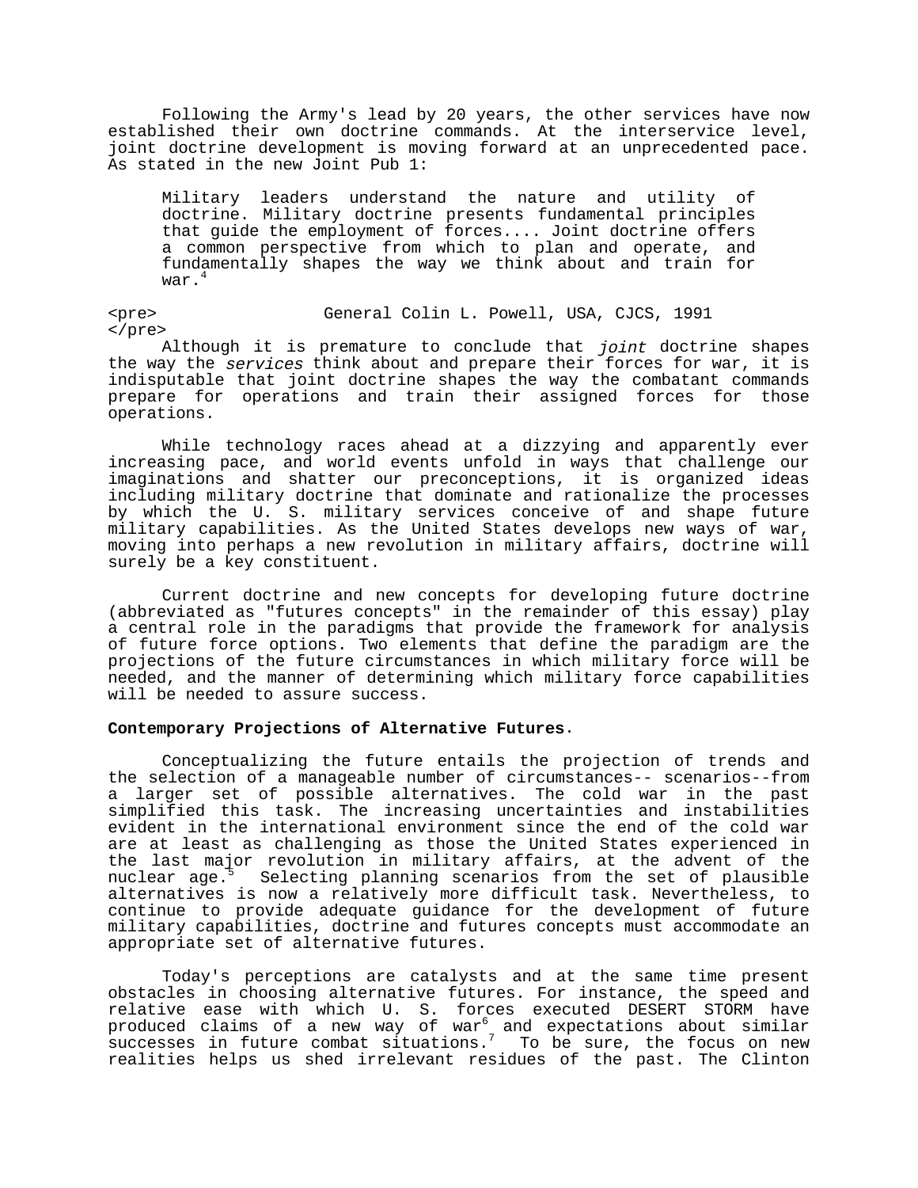Following the Army's lead by 20 years, the other services have now established their own doctrine commands. At the interservice level, joint doctrine development is moving forward at an unprecedented pace. As stated in the new Joint Pub 1:

> Military leaders understand the nature and utility of doctrine. Military doctrine presents fundamental principles that guide the employment of forces.... Joint doctrine offers a common perspective from which to plan and operate, and fundamentally shapes the way we think about and train for war.[4]

General Colin L. Powell, USA, CJCS, 1991

Although it is premature to conclude that *joint* doctrine shapes the way the *services* think about and prepare their forces for war, it is indisputable that joint doctrine shapes the way the combatant commands prepare for operations and train their assigned forces for those operations.

While technology races ahead at a dizzying and apparently ever increasing pace, and world events unfold in ways that challenge our imaginations and shatter our preconceptions, it is organized ideas including military doctrine that dominate and rationalize the processes by which the U. S. military services conceive of and shape future military capabilities. As the United States develops new ways of war, moving into perhaps a new revolution in military affairs, doctrine will surely be a key constituent.

Current doctrine and new concepts for developing future doctrine (abbreviated as "futures concepts" in the remainder of this essay) play a central role in the paradigms that provide the framework for analysis of future force options. Two elements that define the paradigm are the projections of the future circumstances in which military force will be needed, and the manner of determining which military force capabilities will be needed to assure success.

**Contemporary Projections of Alternative Futures**.

Conceptualizing the future entails the projection of trends and the selection of a manageable number of circumstances-- scenarios--from a larger set of possible alternatives. The cold war in the past simplified this task. The increasing uncertainties and instabilities evident in the international environment since the end of the cold war are at least as challenging as those the United States experienced in the last major revolution in military affairs, at the advent of the nuclear age.[5] Selecting planning scenarios from the set of plausible alternatives is now a relatively more difficult task. Nevertheless, to continue to provide adequate guidance for the development of future military capabilities, doctrine and futures concepts must accommodate an appropriate set of alternative futures.

Today's perceptions are catalysts and at the same time present obstacles in choosing alternative futures. For instance, the speed and relative ease with which U. S. forces executed DESERT STORM have produced claims of a new way of war[6] and expectations about similar successes in future combat situations.[7] To be sure, the focus on new realities helps us shed irrelevant residues of the past. The Clinton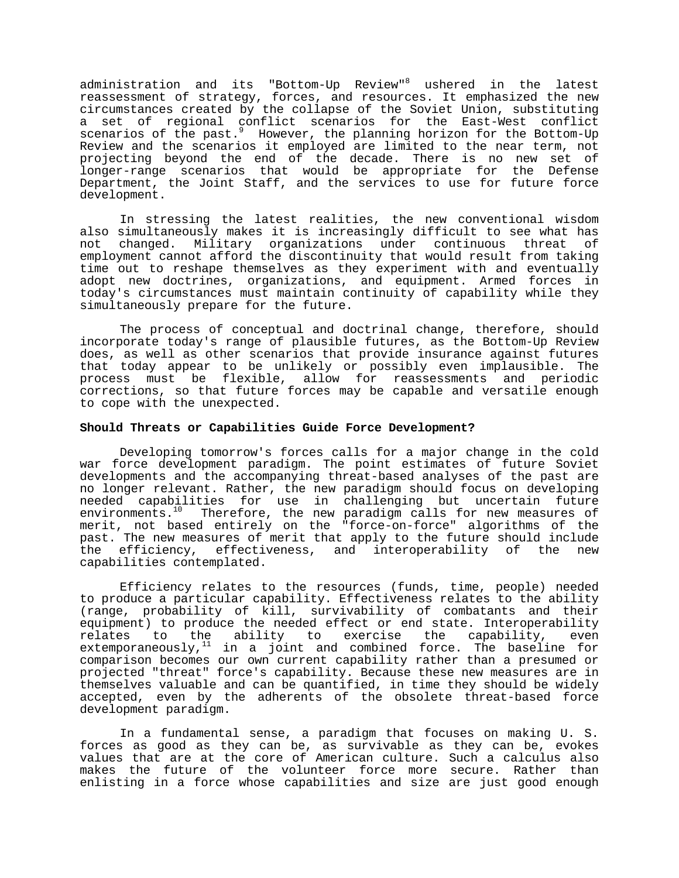administration and its "Bottom-Up Review"[8] ushered in the latest reassessment of strategy, forces, and resources. It emphasized the new circumstances created by the collapse of the Soviet Union, substituting a set of regional conflict scenarios for the East-West conflict scenarios of the past.[9] However, the planning horizon for the Bottom-Up Review and the scenarios it employed are limited to the near term, not projecting beyond the end of the decade. There is no new set of longer-range scenarios that would be appropriate for the Defense Department, the Joint Staff, and the services to use for future force development.

In stressing the latest realities, the new conventional wisdom also simultaneously makes it is increasingly difficult to see what has not changed. Military organizations under continuous threat of employment cannot afford the discontinuity that would result from taking time out to reshape themselves as they experiment with and eventually adopt new doctrines, organizations, and equipment. Armed forces in today's circumstances must maintain continuity of capability while they simultaneously prepare for the future.

The process of conceptual and doctrinal change, therefore, should incorporate today's range of plausible futures, as the Bottom-Up Review does, as well as other scenarios that provide insurance against futures that today appear to be unlikely or possibly even implausible. The process must be flexible, allow for reassessments and periodic corrections, so that future forces may be capable and versatile enough to cope with the unexpected.

**Should Threats or Capabilities Guide Force Development?**

Developing tomorrow's forces calls for a major change in the cold war force development paradigm. The point estimates of future Soviet developments and the accompanying threat-based analyses of the past are no longer relevant. Rather, the new paradigm should focus on developing needed capabilities for use in challenging but uncertain future environments.[10] Therefore, the new paradigm calls for new measures of merit, not based entirely on the "force-on-force" algorithms of the past. The new measures of merit that apply to the future should include the efficiency, effectiveness, and interoperability of the new capabilities contemplated.

Efficiency relates to the resources (funds, time, people) needed to produce a particular capability. Effectiveness relates to the ability (range, probability of kill, survivability of combatants and their equipment) to produce the needed effect or end state. Interoperability relates to the ability to exercise the capability, even extemporaneously,[11] in a joint and combined force. The baseline for comparison becomes our own current capability rather than a presumed or projected "threat" force's capability. Because these new measures are in themselves valuable and can be quantified, in time they should be widely accepted, even by the adherents of the obsolete threat-based force development paradigm.

In a fundamental sense, a paradigm that focuses on making U. S. forces as good as they can be, as survivable as they can be, evokes values that are at the core of American culture. Such a calculus also makes the future of the volunteer force more secure. Rather than enlisting in a force whose capabilities and size are just good enough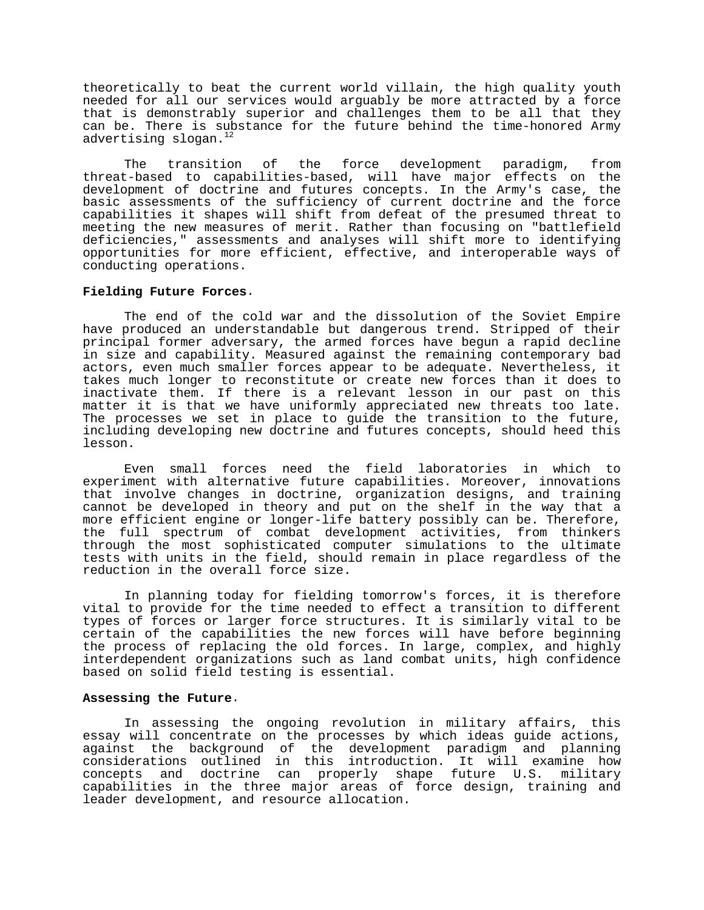theoretically to beat the current world villain, the high quality youth needed for all our services would arguably be more attracted by a force that is demonstrably superior and challenges them to be all that they can be. There is substance for the future behind the time-honored Army advertising slogan.[12]

The transition of the force development paradigm, from threat-based to capabilities-based, will have major effects on the development of doctrine and futures concepts. In the Army's case, the basic assessments of the sufficiency of current doctrine and the force capabilities it shapes will shift from defeat of the presumed threat to meeting the new measures of merit. Rather than focusing on "battlefield deficiencies," assessments and analyses will shift more to identifying opportunities for more efficient, effective, and interoperable ways of conducting operations.

**Fielding Future Forces**.

The end of the cold war and the dissolution of the Soviet Empire have produced an understandable but dangerous trend. Stripped of their principal former adversary, the armed forces have begun a rapid decline in size and capability. Measured against the remaining contemporary bad actors, even much smaller forces appear to be adequate. Nevertheless, it takes much longer to reconstitute or create new forces than it does to inactivate them. If there is a relevant lesson in our past on this matter it is that we have uniformly appreciated new threats too late. The processes we set in place to guide the transition to the future, including developing new doctrine and futures concepts, should heed this lesson.

Even small forces need the field laboratories in which to experiment with alternative future capabilities. Moreover, innovations that involve changes in doctrine, organization designs, and training cannot be developed in theory and put on the shelf in the way that a more efficient engine or longer-life battery possibly can be. Therefore, the full spectrum of combat development activities, from thinkers through the most sophisticated computer simulations to the ultimate tests with units in the field, should remain in place regardless of the reduction in the overall force size.

In planning today for fielding tomorrow's forces, it is therefore vital to provide for the time needed to effect a transition to different types of forces or larger force structures. It is similarly vital to be certain of the capabilities the new forces will have before beginning the process of replacing the old forces. In large, complex, and highly interdependent organizations such as land combat units, high confidence based on solid field testing is essential.

**Assessing the Future**.

In assessing the ongoing revolution in military affairs, this essay will concentrate on the processes by which ideas guide actions, against the background of the development paradigm and planning considerations outlined in this introduction. It will examine how concepts and doctrine can properly shape future U.S. military capabilities in the three major areas of force design, training and leader development, and resource allocation.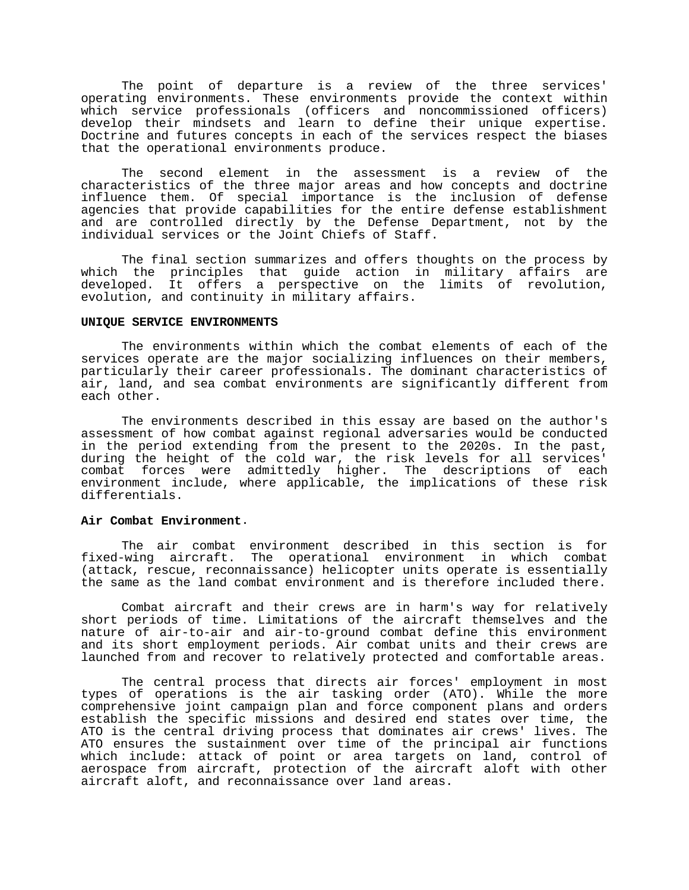The point of departure is a review of the three services' operating environments. These environments provide the context within which service professionals (officers and noncommissioned officers) develop their mindsets and learn to define their unique expertise. Doctrine and futures concepts in each of the services respect the biases that the operational environments produce.

The second element in the assessment is a review of the characteristics of the three major areas and how concepts and doctrine influence them. Of special importance is the inclusion of defense agencies that provide capabilities for the entire defense establishment and are controlled directly by the Defense Department, not by the individual services or the Joint Chiefs of Staff.

The final section summarizes and offers thoughts on the process by which the principles that guide action in military affairs are developed. It offers a perspective on the limits of revolution, evolution, and continuity in military affairs.

**UNIQUE SERVICE ENVIRONMENTS**

The environments within which the combat elements of each of the services operate are the major socializing influences on their members, particularly their career professionals. The dominant characteristics of air, land, and sea combat environments are significantly different from each other.

The environments described in this essay are based on the author's assessment of how combat against regional adversaries would be conducted in the period extending from the present to the 2020s. In the past, during the height of the cold war, the risk levels for all services' combat forces were admittedly higher. The descriptions of each environment include, where applicable, the implications of these risk differentials.

**Air Combat Environment.**

The air combat environment described in this section is for fixed-wing aircraft. The operational environment in which combat (attack, rescue, reconnaissance) helicopter units operate is essentially the same as the land combat environment and is therefore included there.

Combat aircraft and their crews are in harm's way for relatively short periods of time. Limitations of the aircraft themselves and the nature of air-to-air and air-to-ground combat define this environment and its short employment periods. Air combat units and their crews are launched from and recover to relatively protected and comfortable areas.

The central process that directs air forces' employment in most types of operations is the air tasking order (ATO). While the more comprehensive joint campaign plan and force component plans and orders establish the specific missions and desired end states over time, the ATO is the central driving process that dominates air crews' lives. The ATO ensures the sustainment over time of the principal air functions which include: attack of point or area targets on land, control of aerospace from aircraft, protection of the aircraft aloft with other aircraft aloft, and reconnaissance over land areas.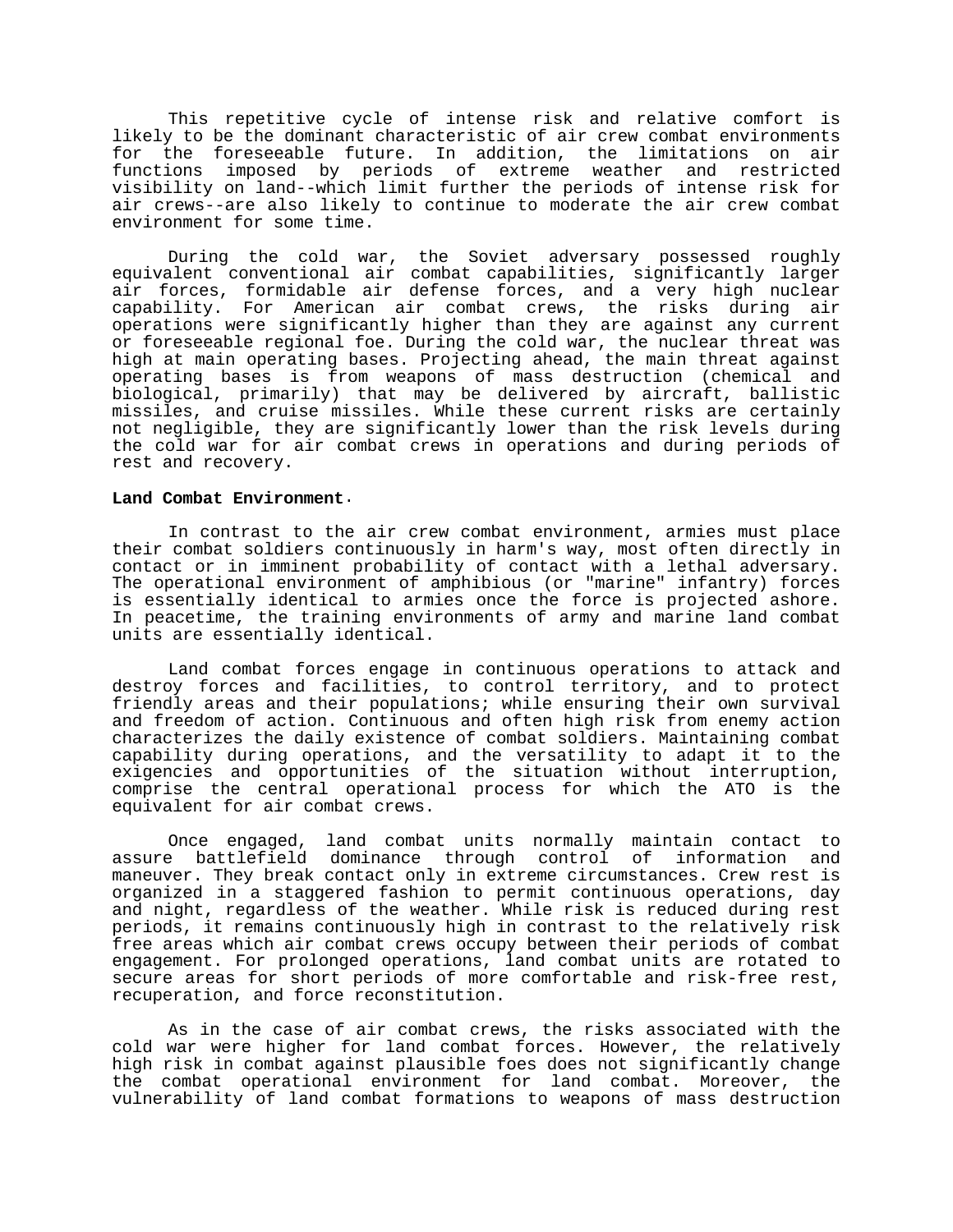This repetitive cycle of intense risk and relative comfort is likely to be the dominant characteristic of air crew combat environments for the foreseeable future. In addition, the limitations on air functions imposed by periods of extreme weather and restricted visibility on land--which limit further the periods of intense risk for air crews--are also likely to continue to moderate the air crew combat environment for some time.

During the cold war, the Soviet adversary possessed roughly equivalent conventional air combat capabilities, significantly larger air forces, formidable air defense forces, and a very high nuclear capability. For American air combat crews, the risks during air operations were significantly higher than they are against any current or foreseeable regional foe. During the cold war, the nuclear threat was high at main operating bases. Projecting ahead, the main threat against operating bases is from weapons of mass destruction (chemical and biological, primarily) that may be delivered by aircraft, ballistic missiles, and cruise missiles. While these current risks are certainly not negligible, they are significantly lower than the risk levels during the cold war for air combat crews in operations and during periods of rest and recovery.

**Land Combat Environment**.

In contrast to the air crew combat environment, armies must place their combat soldiers continuously in harm's way, most often directly in contact or in imminent probability of contact with a lethal adversary. The operational environment of amphibious (or "marine" infantry) forces is essentially identical to armies once the force is projected ashore. In peacetime, the training environments of army and marine land combat units are essentially identical.

Land combat forces engage in continuous operations to attack and destroy forces and facilities, to control territory, and to protect friendly areas and their populations; while ensuring their own survival and freedom of action. Continuous and often high risk from enemy action characterizes the daily existence of combat soldiers. Maintaining combat capability during operations, and the versatility to adapt it to the exigencies and opportunities of the situation without interruption, comprise the central operational process for which the ATO is the equivalent for air combat crews.

Once engaged, land combat units normally maintain contact to assure battlefield dominance through control of information and maneuver. They break contact only in extreme circumstances. Crew rest is organized in a staggered fashion to permit continuous operations, day and night, regardless of the weather. While risk is reduced during rest periods, it remains continuously high in contrast to the relatively risk free areas which air combat crews occupy between their periods of combat engagement. For prolonged operations, land combat units are rotated to secure areas for short periods of more comfortable and risk-free rest, recuperation, and force reconstitution.

As in the case of air combat crews, the risks associated with the cold war were higher for land combat forces. However, the relatively high risk in combat against plausible foes does not significantly change the combat operational environment for land combat. Moreover, the vulnerability of land combat formations to weapons of mass destruction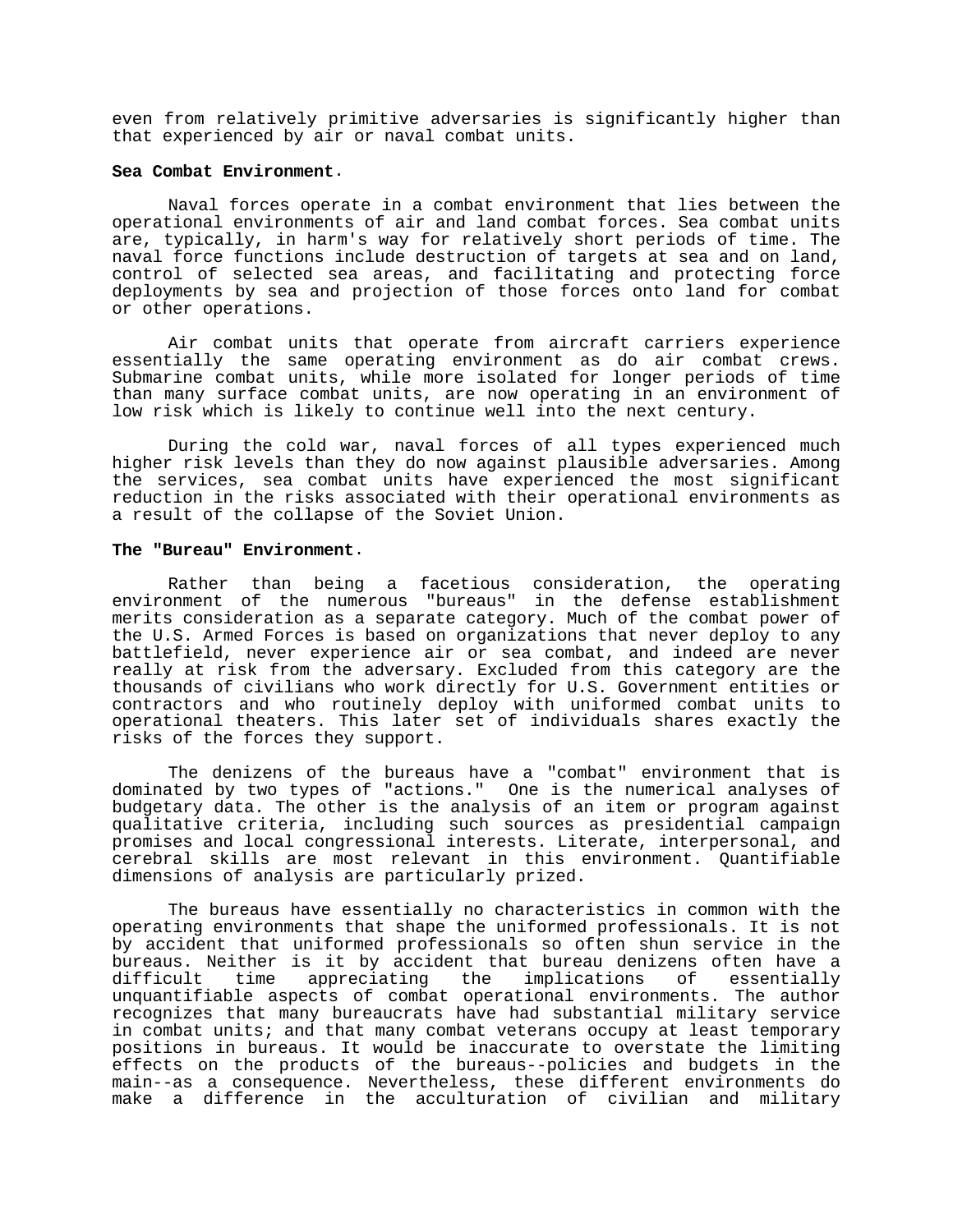even from relatively primitive adversaries is significantly higher than that experienced by air or naval combat units.

**Sea Combat Environment**.

Naval forces operate in a combat environment that lies between the operational environments of air and land combat forces. Sea combat units are, typically, in harm's way for relatively short periods of time. The naval force functions include destruction of targets at sea and on land, control of selected sea areas, and facilitating and protecting force deployments by sea and projection of those forces onto land for combat or other operations.

Air combat units that operate from aircraft carriers experience essentially the same operating environment as do air combat crews. Submarine combat units, while more isolated for longer periods of time than many surface combat units, are now operating in an environment of low risk which is likely to continue well into the next century.

During the cold war, naval forces of all types experienced much higher risk levels than they do now against plausible adversaries. Among the services, sea combat units have experienced the most significant reduction in the risks associated with their operational environments as a result of the collapse of the Soviet Union.

**The "Bureau" Environment**.

Rather than being a facetious consideration, the operating environment of the numerous "bureaus" in the defense establishment merits consideration as a separate category. Much of the combat power of the U.S. Armed Forces is based on organizations that never deploy to any battlefield, never experience air or sea combat, and indeed are never really at risk from the adversary. Excluded from this category are the thousands of civilians who work directly for U.S. Government entities or contractors and who routinely deploy with uniformed combat units to operational theaters. This later set of individuals shares exactly the risks of the forces they support.

The denizens of the bureaus have a "combat" environment that is dominated by two types of "actions." One is the numerical analyses of budgetary data. The other is the analysis of an item or program against qualitative criteria, including such sources as presidential campaign promises and local congressional interests. Literate, interpersonal, and cerebral skills are most relevant in this environment. Quantifiable dimensions of analysis are particularly prized.

The bureaus have essentially no characteristics in common with the operating environments that shape the uniformed professionals. It is not by accident that uniformed professionals so often shun service in the bureaus. Neither is it by accident that bureau denizens often have a difficult time appreciating the implications of essentially unquantifiable aspects of combat operational environments. The author recognizes that many bureaucrats have had substantial military service in combat units; and that many combat veterans occupy at least temporary positions in bureaus. It would be inaccurate to overstate the limiting effects on the products of the bureaus--policies and budgets in the main--as a consequence. Nevertheless, these different environments do make a difference in the acculturation of civilian and military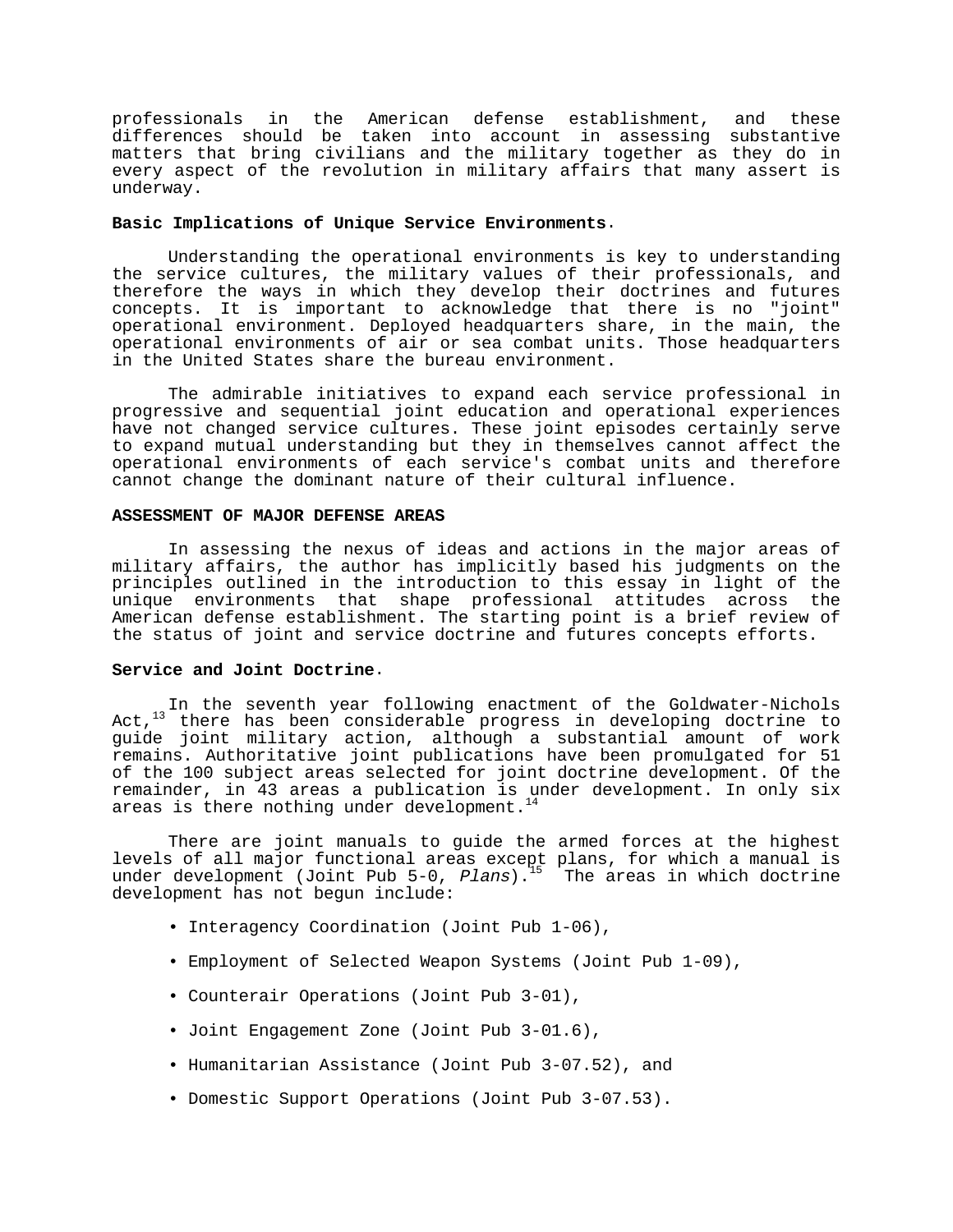professionals in the American defense establishment, and these differences should be taken into account in assessing substantive matters that bring civilians and the military together as they do in every aspect of the revolution in military affairs that many assert is underway.

**Basic Implications of Unique Service Environments.**

Understanding the operational environments is key to understanding the service cultures, the military values of their professionals, and therefore the ways in which they develop their doctrines and futures concepts. It is important to acknowledge that there is no "joint" operational environment. Deployed headquarters share, in the main, the operational environments of air or sea combat units. Those headquarters in the United States share the bureau environment.

The admirable initiatives to expand each service professional in progressive and sequential joint education and operational experiences have not changed service cultures. These joint episodes certainly serve to expand mutual understanding but they in themselves cannot affect the operational environments of each service's combat units and therefore cannot change the dominant nature of their cultural influence.

## ASSESSMENT OF MAJOR DEFENSE AREAS

In assessing the nexus of ideas and actions in the major areas of military affairs, the author has implicitly based his judgments on the principles outlined in the introduction to this essay in light of the unique environments that shape professional attitudes across the American defense establishment. The starting point is a brief review of the status of joint and service doctrine and futures concepts efforts.

**Service and Joint Doctrine.**

In the seventh year following enactment of the Goldwater-Nichols Act,[13] there has been considerable progress in developing doctrine to guide joint military action, although a substantial amount of work remains. Authoritative joint publications have been promulgated for 51 of the 100 subject areas selected for joint doctrine development. Of the remainder, in 43 areas a publication is under development. In only six areas is there nothing under development.[14]

There are joint manuals to guide the armed forces at the highest levels of all major functional areas except plans, for which a manual is under development (Joint Pub 5-0, *Plans*).[15] The areas in which doctrine development has not begun include:

- Interagency Coordination (Joint Pub 1-06),
- Employment of Selected Weapon Systems (Joint Pub 1-09),
- Counterair Operations (Joint Pub 3-01),
- Joint Engagement Zone (Joint Pub 3-01.6),
- Humanitarian Assistance (Joint Pub 3-07.52), and
- Domestic Support Operations (Joint Pub 3-07.53).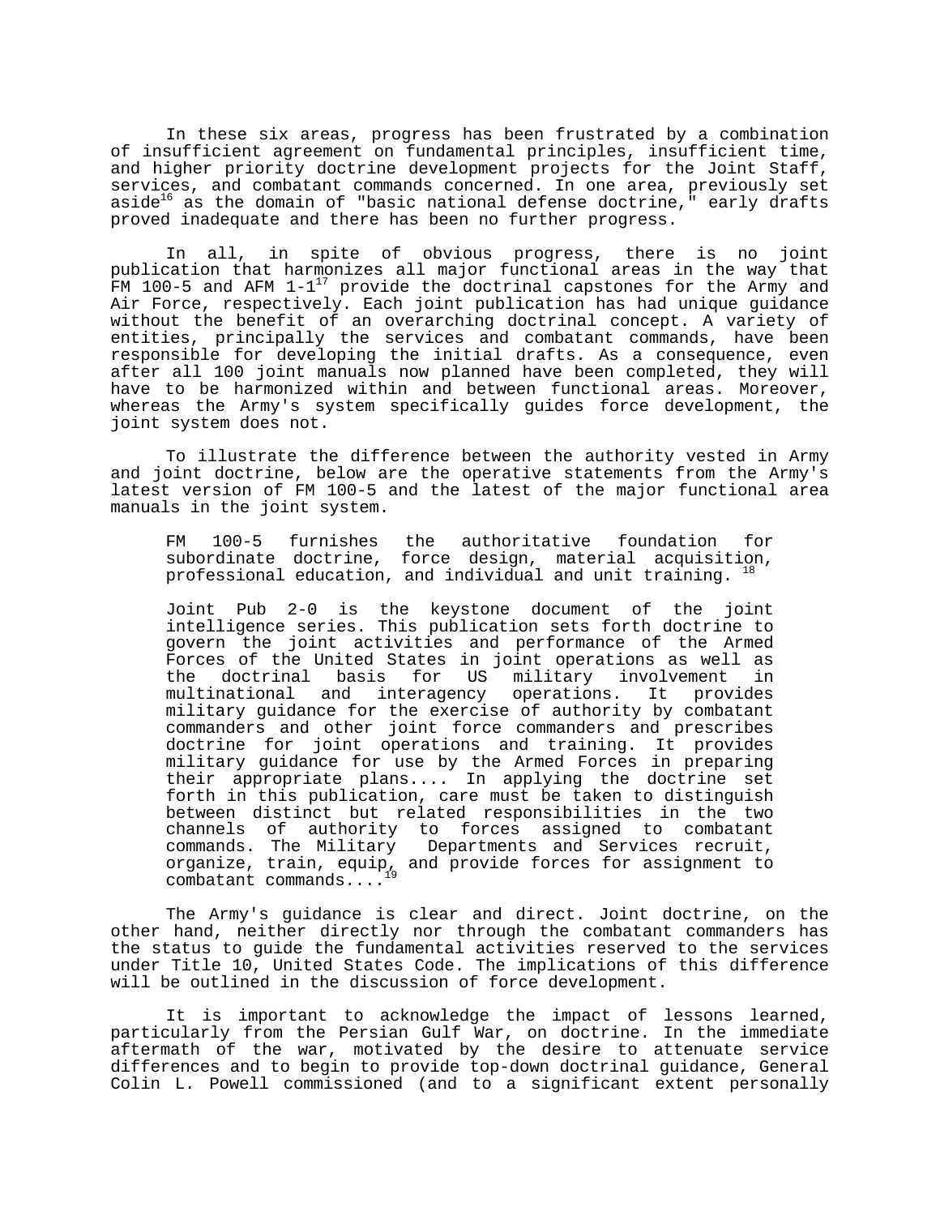In these six areas, progress has been frustrated by a combination of insufficient agreement on fundamental principles, insufficient time, and higher priority doctrine development projects for the Joint Staff, services, and combatant commands concerned. In one area, previously set aside[16] as the domain of "basic national defense doctrine," early drafts proved inadequate and there has been no further progress.

In all, in spite of obvious progress, there is no joint publication that harmonizes all major functional areas in the way that FM 100-5 and AFM 1-1[17] provide the doctrinal capstones for the Army and Air Force, respectively. Each joint publication has had unique guidance without the benefit of an overarching doctrinal concept. A variety of entities, principally the services and combatant commands, have been responsible for developing the initial drafts. As a consequence, even after all 100 joint manuals now planned have been completed, they will have to be harmonized within and between functional areas. Moreover, whereas the Army's system specifically guides force development, the joint system does not.

To illustrate the difference between the authority vested in Army and joint doctrine, below are the operative statements from the Army's latest version of FM 100-5 and the latest of the major functional area manuals in the joint system.

> FM 100-5 furnishes the authoritative foundation for subordinate doctrine, force design, material acquisition, professional education, and individual and unit training. [18]

> Joint Pub 2-0 is the keystone document of the joint intelligence series. This publication sets forth doctrine to govern the joint activities and performance of the Armed Forces of the United States in joint operations as well as the doctrinal basis for US military involvement in multinational and interagency operations. It provides military guidance for the exercise of authority by combatant commanders and other joint force commanders and prescribes doctrine for joint operations and training. It provides military guidance for use by the Armed Forces in preparing their appropriate plans.... In applying the doctrine set forth in this publication, care must be taken to distinguish between distinct but related responsibilities in the two channels of authority to forces assigned to combatant commands. The Military Departments and Services recruit, organize, train, equip, and provide forces for assignment to combatant commands....[19]

The Army's guidance is clear and direct. Joint doctrine, on the other hand, neither directly nor through the combatant commanders has the status to guide the fundamental activities reserved to the services under Title 10, United States Code. The implications of this difference will be outlined in the discussion of force development.

It is important to acknowledge the impact of lessons learned, particularly from the Persian Gulf War, on doctrine. In the immediate aftermath of the war, motivated by the desire to attenuate service differences and to begin to provide top-down doctrinal guidance, General Colin L. Powell commissioned (and to a significant extent personally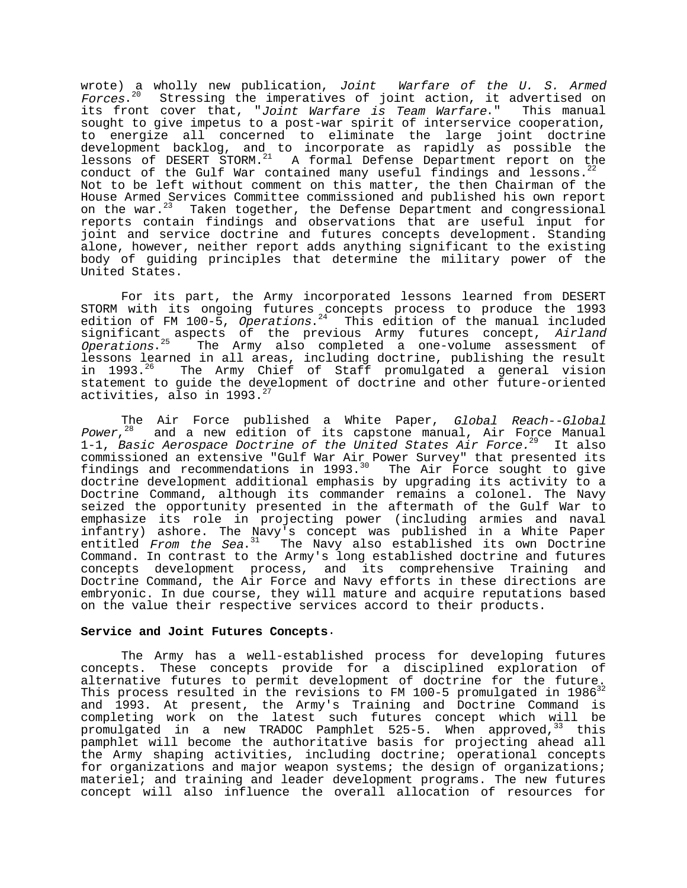wrote) a wholly new publication, *Joint Warfare of the U. S. Armed Forces*.[20] Stressing the imperatives of joint action, it advertised on its front cover that, "*Joint Warfare is Team Warfare*." This manual sought to give impetus to a post-war spirit of interservice cooperation, to energize all concerned to eliminate the large joint doctrine development backlog, and to incorporate as rapidly as possible the lessons of DESERT STORM.[21] A formal Defense Department report on the conduct of the Gulf War contained many useful findings and lessons.[22] Not to be left without comment on this matter, the then Chairman of the House Armed Services Committee commissioned and published his own report on the war.[23] Taken together, the Defense Department and congressional reports contain findings and observations that are useful input for joint and service doctrine and futures concepts development. Standing alone, however, neither report adds anything significant to the existing body of guiding principles that determine the military power of the United States.

For its part, the Army incorporated lessons learned from DESERT STORM with its ongoing futures concepts process to produce the 1993 edition of FM 100-5, *Operations*.[24] This edition of the manual included significant aspects of the previous Army futures concept, *Airland Operations*.[25] The Army also completed a one-volume assessment of lessons learned in all areas, including doctrine, publishing the result in 1993.[26] The Army Chief of Staff promulgated a general vision statement to guide the development of doctrine and other future-oriented activities, also in 1993.[27]

The Air Force published a White Paper, *Global Reach--Global Power*,[28] and a new edition of its capstone manual, Air Force Manual 1-1, *Basic Aerospace Doctrine of the United States Air Force.*[29] It also commissioned an extensive "Gulf War Air Power Survey" that presented its findings and recommendations in 1993.[30] The Air Force sought to give doctrine development additional emphasis by upgrading its activity to a Doctrine Command, although its commander remains a colonel. The Navy seized the opportunity presented in the aftermath of the Gulf War to emphasize its role in projecting power (including armies and naval infantry) ashore. The Navy's concept was published in a White Paper entitled *From the Sea*.[31] The Navy also established its own Doctrine Command. In contrast to the Army's long established doctrine and futures concepts development process, and its comprehensive Training and Doctrine Command, the Air Force and Navy efforts in these directions are embryonic. In due course, they will mature and acquire reputations based on the value their respective services accord to their products.

**Service and Joint Futures Concepts.**

The Army has a well-established process for developing futures concepts. These concepts provide for a disciplined exploration of alternative futures to permit development of doctrine for the future. This process resulted in the revisions to FM 100-5 promulgated in 1986[32] and 1993. At present, the Army's Training and Doctrine Command is completing work on the latest such futures concept which will be promulgated in a new TRADOC Pamphlet 525-5. When approved,[33] this pamphlet will become the authoritative basis for projecting ahead all the Army shaping activities, including doctrine; operational concepts for organizations and major weapon systems; the design of organizations; materiel; and training and leader development programs. The new futures concept will also influence the overall allocation of resources for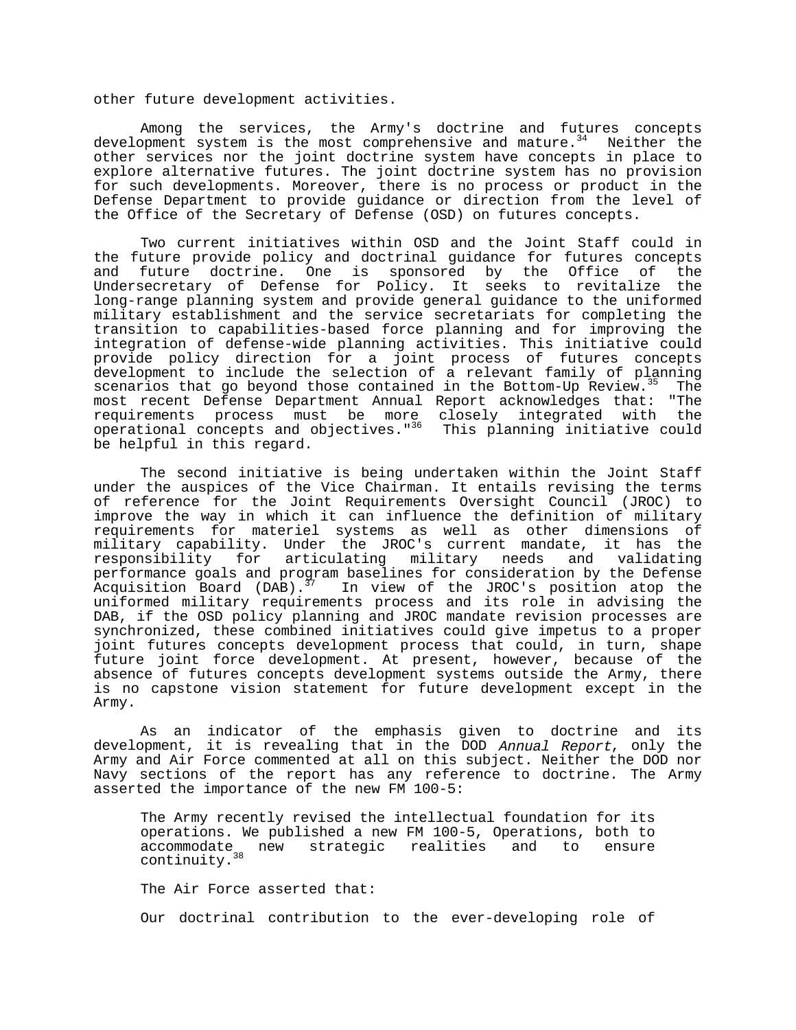other future development activities.

Among the services, the Army's doctrine and futures concepts development system is the most comprehensive and mature.[34] Neither the other services nor the joint doctrine system have concepts in place to explore alternative futures. The joint doctrine system has no provision for such developments. Moreover, there is no process or product in the Defense Department to provide guidance or direction from the level of the Office of the Secretary of Defense (OSD) on futures concepts.

Two current initiatives within OSD and the Joint Staff could in the future provide policy and doctrinal guidance for futures concepts and future doctrine. One is sponsored by the Office of the Undersecretary of Defense for Policy. It seeks to revitalize the long-range planning system and provide general guidance to the uniformed military establishment and the service secretariats for completing the transition to capabilities-based force planning and for improving the integration of defense-wide planning activities. This initiative could provide policy direction for a joint process of futures concepts development to include the selection of a relevant family of planning scenarios that go beyond those contained in the Bottom-Up Review.[35] The most recent Defense Department Annual Report acknowledges that: "The requirements process must be more closely integrated with the operational concepts and objectives."[36] This planning initiative could be helpful in this regard.

The second initiative is being undertaken within the Joint Staff under the auspices of the Vice Chairman. It entails revising the terms of reference for the Joint Requirements Oversight Council (JROC) to improve the way in which it can influence the definition of military requirements for materiel systems as well as other dimensions of military capability. Under the JROC's current mandate, it has the responsibility for articulating military needs and validating performance goals and program baselines for consideration by the Defense Acquisition Board (DAB).[37] In view of the JROC's position atop the uniformed military requirements process and its role in advising the DAB, if the OSD policy planning and JROC mandate revision processes are synchronized, these combined initiatives could give impetus to a proper joint futures concepts development process that could, in turn, shape future joint force development. At present, however, because of the absence of futures concepts development systems outside the Army, there is no capstone vision statement for future development except in the Army.

As an indicator of the emphasis given to doctrine and its development, it is revealing that in the DOD *Annual Report*, only the Army and Air Force commented at all on this subject. Neither the DOD nor Navy sections of the report has any reference to doctrine. The Army asserted the importance of the new FM 100-5:

> The Army recently revised the intellectual foundation for its operations. We published a new FM 100-5, Operations, both to accommodate new strategic realities and to ensure continuity.[38]

The Air Force asserted that:

> Our doctrinal contribution to the ever-developing role of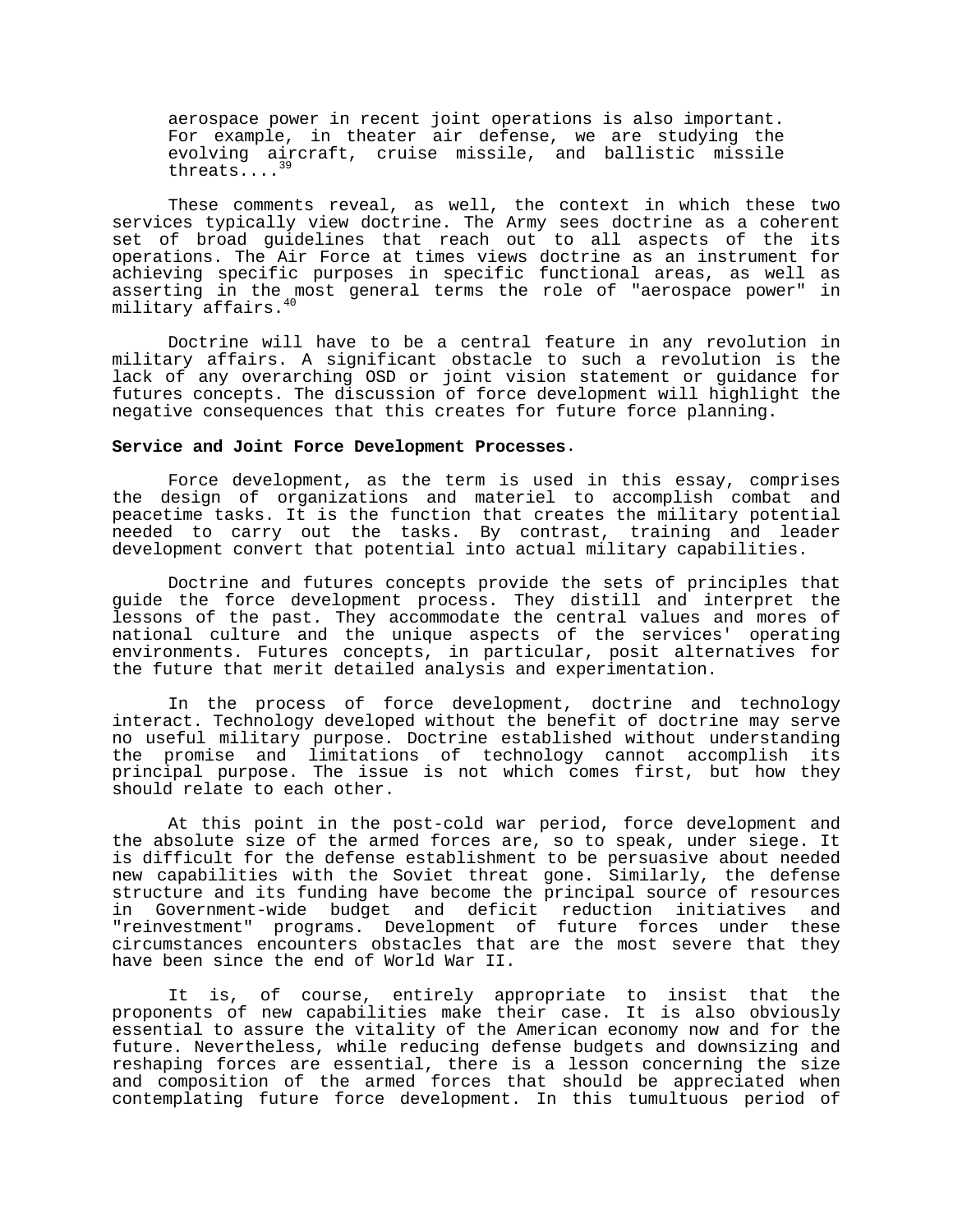> aerospace power in recent joint operations is also important. For example, in theater air defense, we are studying the evolving aircraft, cruise missile, and ballistic missile threats....[39]

These comments reveal, as well, the context in which these two services typically view doctrine. The Army sees doctrine as a coherent set of broad guidelines that reach out to all aspects of the its operations. The Air Force at times views doctrine as an instrument for achieving specific purposes in specific functional areas, as well as asserting in the most general terms the role of "aerospace power" in military affairs.[40]

Doctrine will have to be a central feature in any revolution in military affairs. A significant obstacle to such a revolution is the lack of any overarching OSD or joint vision statement or guidance for futures concepts. The discussion of force development will highlight the negative consequences that this creates for future force planning.

**Service and Joint Force Development Processes**.

Force development, as the term is used in this essay, comprises the design of organizations and materiel to accomplish combat and peacetime tasks. It is the function that creates the military potential needed to carry out the tasks. By contrast, training and leader development convert that potential into actual military capabilities.

Doctrine and futures concepts provide the sets of principles that guide the force development process. They distill and interpret the lessons of the past. They accommodate the central values and mores of national culture and the unique aspects of the services' operating environments. Futures concepts, in particular, posit alternatives for the future that merit detailed analysis and experimentation.

In the process of force development, doctrine and technology interact. Technology developed without the benefit of doctrine may serve no useful military purpose. Doctrine established without understanding the promise and limitations of technology cannot accomplish its principal purpose. The issue is not which comes first, but how they should relate to each other.

At this point in the post-cold war period, force development and the absolute size of the armed forces are, so to speak, under siege. It is difficult for the defense establishment to be persuasive about needed new capabilities with the Soviet threat gone. Similarly, the defense structure and its funding have become the principal source of resources in Government-wide budget and deficit reduction initiatives and "reinvestment" programs. Development of future forces under these circumstances encounters obstacles that are the most severe that they have been since the end of World War II.

It is, of course, entirely appropriate to insist that the proponents of new capabilities make their case. It is also obviously essential to assure the vitality of the American economy now and for the future. Nevertheless, while reducing defense budgets and downsizing and reshaping forces are essential, there is a lesson concerning the size and composition of the armed forces that should be appreciated when contemplating future force development. In this tumultuous period of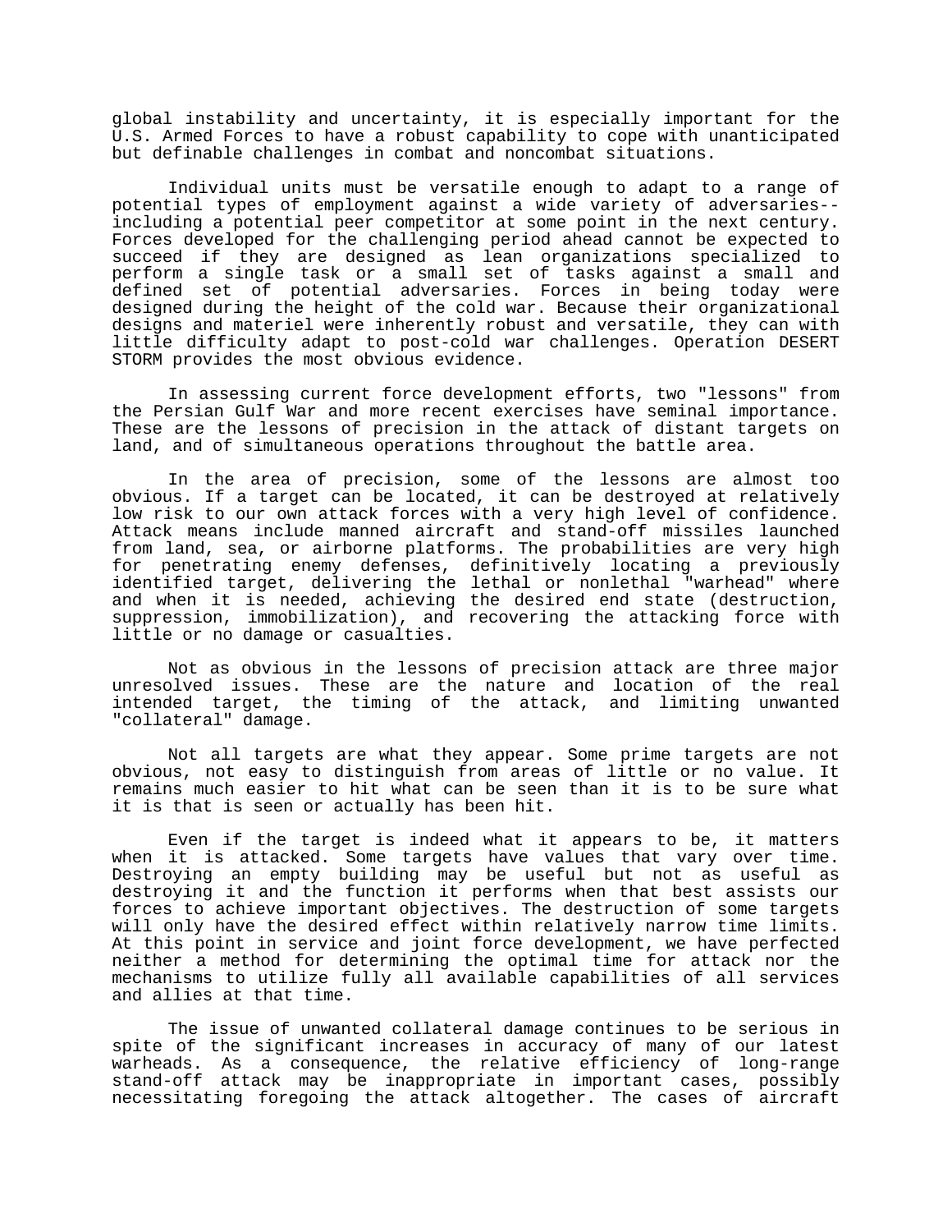global instability and uncertainty, it is especially important for the U.S. Armed Forces to have a robust capability to cope with unanticipated but definable challenges in combat and noncombat situations.

Individual units must be versatile enough to adapt to a range of potential types of employment against a wide variety of adversaries--including a potential peer competitor at some point in the next century. Forces developed for the challenging period ahead cannot be expected to succeed if they are designed as lean organizations specialized to perform a single task or a small set of tasks against a small and defined set of potential adversaries. Forces in being today were designed during the height of the cold war. Because their organizational designs and materiel were inherently robust and versatile, they can with little difficulty adapt to post-cold war challenges. Operation DESERT STORM provides the most obvious evidence.

In assessing current force development efforts, two "lessons" from the Persian Gulf War and more recent exercises have seminal importance. These are the lessons of precision in the attack of distant targets on land, and of simultaneous operations throughout the battle area.

In the area of precision, some of the lessons are almost too obvious. If a target can be located, it can be destroyed at relatively low risk to our own attack forces with a very high level of confidence. Attack means include manned aircraft and stand-off missiles launched from land, sea, or airborne platforms. The probabilities are very high for penetrating enemy defenses, definitively locating a previously identified target, delivering the lethal or nonlethal "warhead" where and when it is needed, achieving the desired end state (destruction, suppression, immobilization), and recovering the attacking force with little or no damage or casualties.

Not as obvious in the lessons of precision attack are three major unresolved issues. These are the nature and location of the real intended target, the timing of the attack, and limiting unwanted "collateral" damage.

Not all targets are what they appear. Some prime targets are not obvious, not easy to distinguish from areas of little or no value. It remains much easier to hit what can be seen than it is to be sure what it is that is seen or actually has been hit.

Even if the target is indeed what it appears to be, it matters when it is attacked. Some targets have values that vary over time. Destroying an empty building may be useful but not as useful as destroying it and the function it performs when that best assists our forces to achieve important objectives. The destruction of some targets will only have the desired effect within relatively narrow time limits. At this point in service and joint force development, we have perfected neither a method for determining the optimal time for attack nor the mechanisms to utilize fully all available capabilities of all services and allies at that time.

The issue of unwanted collateral damage continues to be serious in spite of the significant increases in accuracy of many of our latest warheads. As a consequence, the relative efficiency of long-range stand-off attack may be inappropriate in important cases, possibly necessitating foregoing the attack altogether. The cases of aircraft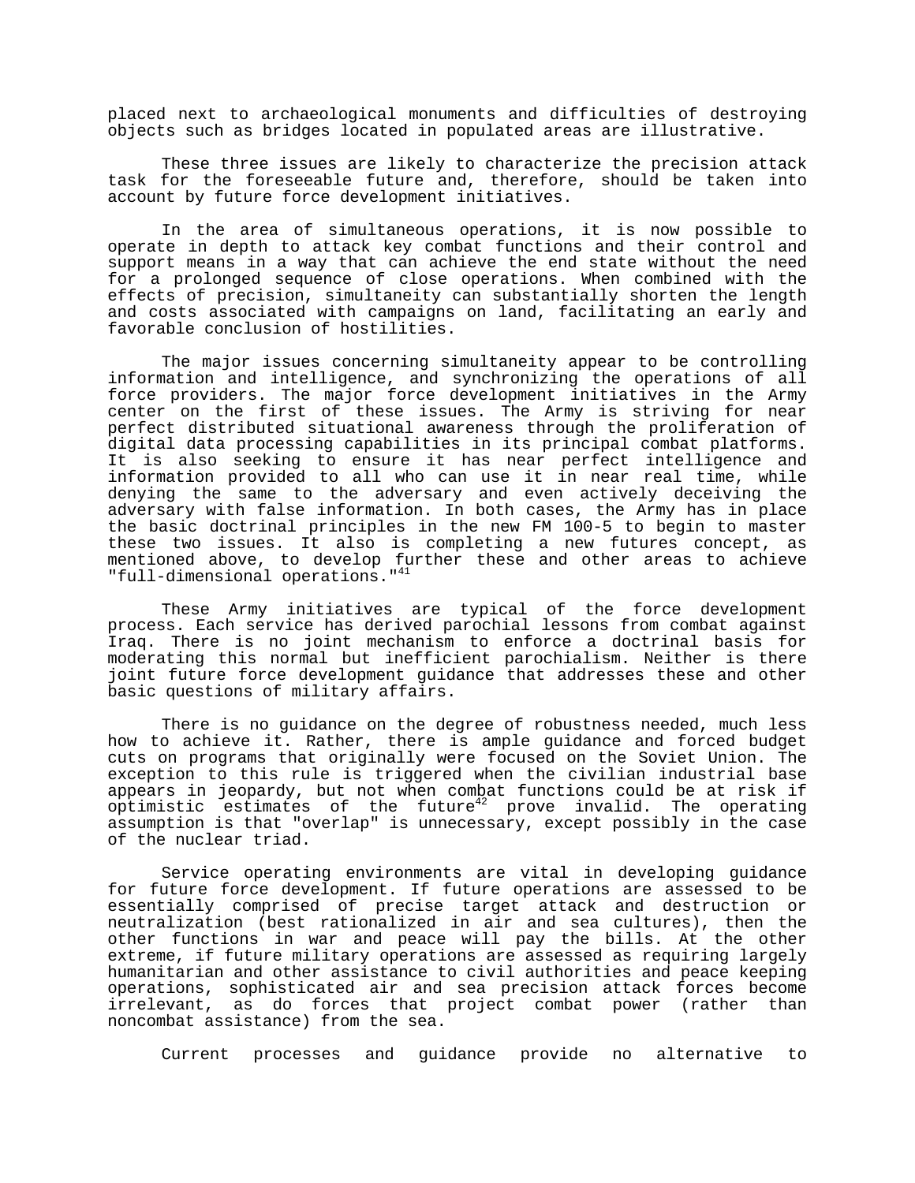placed next to archaeological monuments and difficulties of destroying objects such as bridges located in populated areas are illustrative.

These three issues are likely to characterize the precision attack task for the foreseeable future and, therefore, should be taken into account by future force development initiatives.

In the area of simultaneous operations, it is now possible to operate in depth to attack key combat functions and their control and support means in a way that can achieve the end state without the need for a prolonged sequence of close operations. When combined with the effects of precision, simultaneity can substantially shorten the length and costs associated with campaigns on land, facilitating an early and favorable conclusion of hostilities.

The major issues concerning simultaneity appear to be controlling information and intelligence, and synchronizing the operations of all force providers. The major force development initiatives in the Army center on the first of these issues. The Army is striving for near perfect distributed situational awareness through the proliferation of digital data processing capabilities in its principal combat platforms. It is also seeking to ensure it has near perfect intelligence and information provided to all who can use it in near real time, while denying the same to the adversary and even actively deceiving the adversary with false information. In both cases, the Army has in place the basic doctrinal principles in the new FM 100-5 to begin to master these two issues. It also is completing a new futures concept, as mentioned above, to develop further these and other areas to achieve "full-dimensional operations."[41]

These Army initiatives are typical of the force development process. Each service has derived parochial lessons from combat against Iraq. There is no joint mechanism to enforce a doctrinal basis for moderating this normal but inefficient parochialism. Neither is there joint future force development guidance that addresses these and other basic questions of military affairs.

There is no guidance on the degree of robustness needed, much less how to achieve it. Rather, there is ample guidance and forced budget cuts on programs that originally were focused on the Soviet Union. The exception to this rule is triggered when the civilian industrial base appears in jeopardy, but not when combat functions could be at risk if optimistic estimates of the future[42] prove invalid. The operating assumption is that "overlap" is unnecessary, except possibly in the case of the nuclear triad.

Service operating environments are vital in developing guidance for future force development. If future operations are assessed to be essentially comprised of precise target attack and destruction or neutralization (best rationalized in air and sea cultures), then the other functions in war and peace will pay the bills. At the other extreme, if future military operations are assessed as requiring largely humanitarian and other assistance to civil authorities and peace keeping operations, sophisticated air and sea precision attack forces become irrelevant, as do forces that project combat power (rather than noncombat assistance) from the sea.

Current processes and guidance provide no alternative to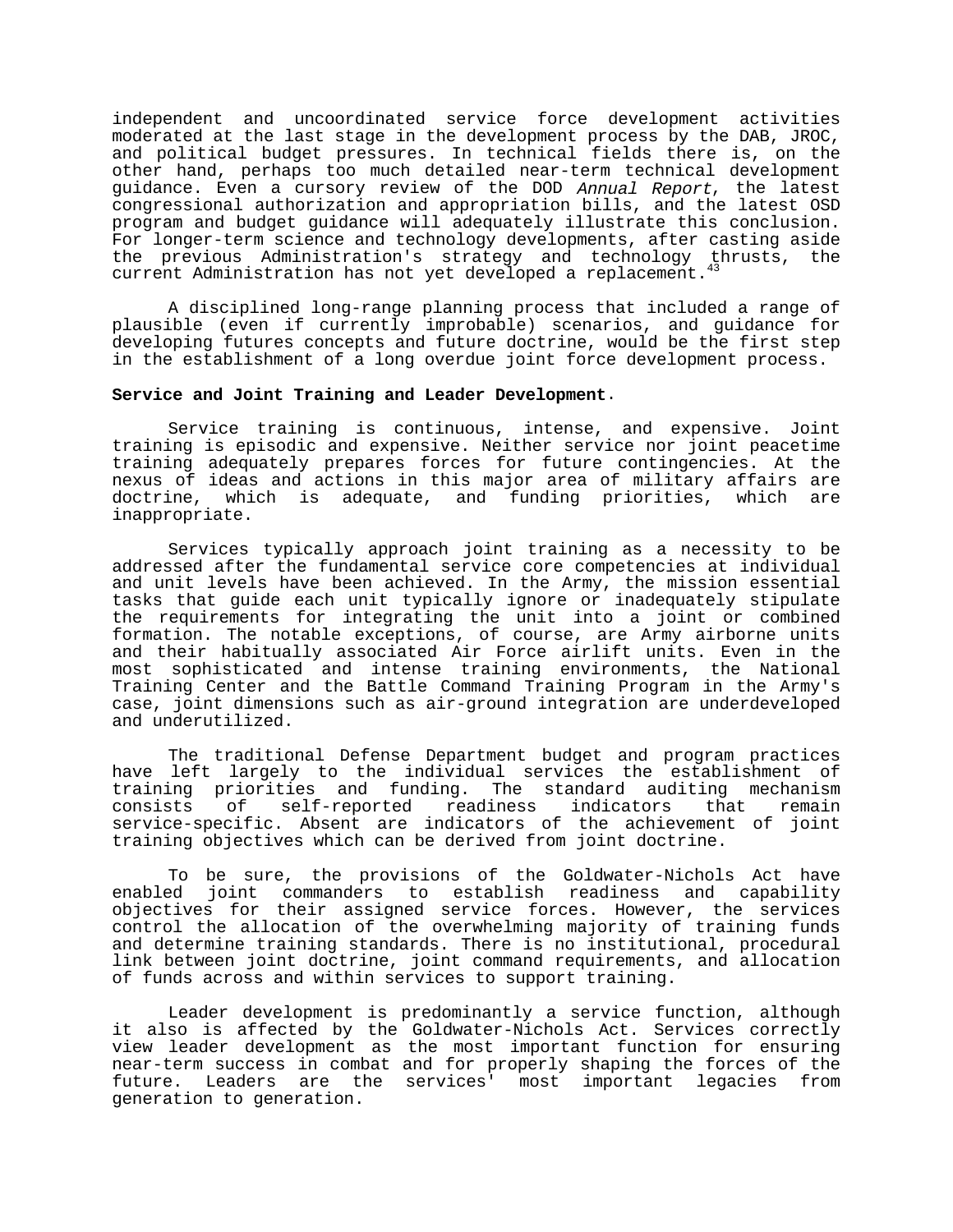independent and uncoordinated service force development activities moderated at the last stage in the development process by the DAB, JROC, and political budget pressures. In technical fields there is, on the other hand, perhaps too much detailed near-term technical development guidance. Even a cursory review of the DOD *Annual Report*, the latest congressional authorization and appropriation bills, and the latest OSD program and budget guidance will adequately illustrate this conclusion. For longer-term science and technology developments, after casting aside the previous Administration's strategy and technology thrusts, the current Administration has not yet developed a replacement.[43]

A disciplined long-range planning process that included a range of plausible (even if currently improbable) scenarios, and guidance for developing futures concepts and future doctrine, would be the first step in the establishment of a long overdue joint force development process.

**Service and Joint Training and Leader Development**.

Service training is continuous, intense, and expensive. Joint training is episodic and expensive. Neither service nor joint peacetime training adequately prepares forces for future contingencies. At the nexus of ideas and actions in this major area of military affairs are doctrine, which is adequate, and funding priorities, which are inappropriate.

Services typically approach joint training as a necessity to be addressed after the fundamental service core competencies at individual and unit levels have been achieved. In the Army, the mission essential tasks that guide each unit typically ignore or inadequately stipulate the requirements for integrating the unit into a joint or combined formation. The notable exceptions, of course, are Army airborne units and their habitually associated Air Force airlift units. Even in the most sophisticated and intense training environments, the National Training Center and the Battle Command Training Program in the Army's case, joint dimensions such as air-ground integration are underdeveloped and underutilized.

The traditional Defense Department budget and program practices have left largely to the individual services the establishment of training priorities and funding. The standard auditing mechanism consists of self-reported readiness indicators that remain service-specific. Absent are indicators of the achievement of joint training objectives which can be derived from joint doctrine.

To be sure, the provisions of the Goldwater-Nichols Act have enabled joint commanders to establish readiness and capability objectives for their assigned service forces. However, the services control the allocation of the overwhelming majority of training funds and determine training standards. There is no institutional, procedural link between joint doctrine, joint command requirements, and allocation of funds across and within services to support training.

Leader development is predominantly a service function, although it also is affected by the Goldwater-Nichols Act. Services correctly view leader development as the most important function for ensuring near-term success in combat and for properly shaping the forces of the future. Leaders are the services' most important legacies from generation to generation.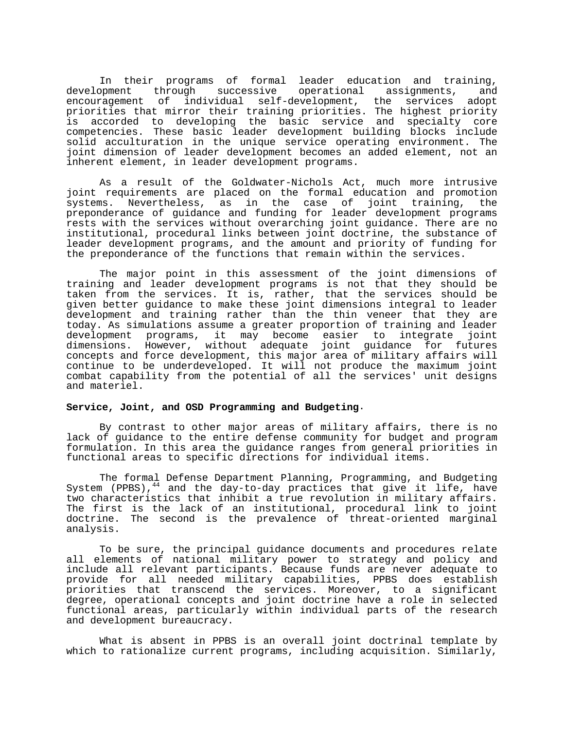In their programs of formal leader education and training, development through successive operational assignments, and encouragement of individual self-development, the services adopt priorities that mirror their training priorities. The highest priority is accorded to developing the basic service and specialty core competencies. These basic leader development building blocks include solid acculturation in the unique service operating environment. The joint dimension of leader development becomes an added element, not an inherent element, in leader development programs.

As a result of the Goldwater-Nichols Act, much more intrusive joint requirements are placed on the formal education and promotion systems. Nevertheless, as in the case of joint training, the preponderance of guidance and funding for leader development programs rests with the services without overarching joint guidance. There are no institutional, procedural links between joint doctrine, the substance of leader development programs, and the amount and priority of funding for the preponderance of the functions that remain within the services.

The major point in this assessment of the joint dimensions of training and leader development programs is not that they should be taken from the services. It is, rather, that the services should be given better guidance to make these joint dimensions integral to leader development and training rather than the thin veneer that they are today. As simulations assume a greater proportion of training and leader development programs, it may become easier to integrate joint dimensions. However, without adequate joint guidance for futures concepts and force development, this major area of military affairs will continue to be underdeveloped. It will not produce the maximum joint combat capability from the potential of all the services' unit designs and materiel.

**Service, Joint, and OSD Programming and Budgeting.**

By contrast to other major areas of military affairs, there is no lack of guidance to the entire defense community for budget and program formulation. In this area the guidance ranges from general priorities in functional areas to specific directions for individual items.

The formal Defense Department Planning, Programming, and Budgeting System (PPBS),[44] and the day-to-day practices that give it life, have two characteristics that inhibit a true revolution in military affairs. The first is the lack of an institutional, procedural link to joint doctrine. The second is the prevalence of threat-oriented marginal analysis.

To be sure, the principal guidance documents and procedures relate all elements of national military power to strategy and policy and include all relevant participants. Because funds are never adequate to provide for all needed military capabilities, PPBS does establish priorities that transcend the services. Moreover, to a significant degree, operational concepts and joint doctrine have a role in selected functional areas, particularly within individual parts of the research and development bureaucracy.

What is absent in PPBS is an overall joint doctrinal template by which to rationalize current programs, including acquisition. Similarly,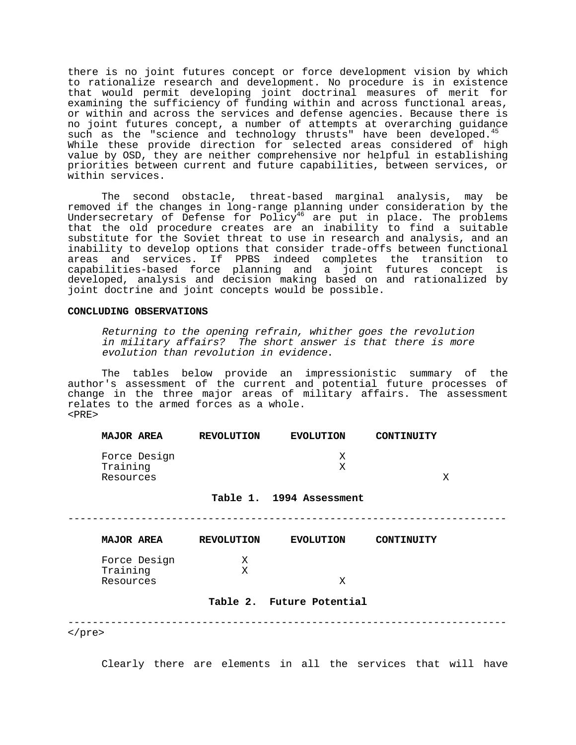there is no joint futures concept or force development vision by which to rationalize research and development. No procedure is in existence that would permit developing joint doctrinal measures of merit for examining the sufficiency of funding within and across functional areas, or within and across the services and defense agencies. Because there is no joint futures concept, a number of attempts at overarching guidance such as the "science and technology thrusts" have been developed.[45] While these provide direction for selected areas considered of high value by OSD, they are neither comprehensive nor helpful in establishing priorities between current and future capabilities, between services, or within services.

The second obstacle, threat-based marginal analysis, may be removed if the changes in long-range planning under consideration by the Undersecretary of Defense for Policy[46] are put in place. The problems that the old procedure creates are an inability to find a suitable substitute for the Soviet threat to use in research and analysis, and an inability to develop options that consider trade-offs between functional areas and services. If PPBS indeed completes the transition to capabilities-based force planning and a joint futures concept is developed, analysis and decision making based on and rationalized by joint doctrine and joint concepts would be possible.

**CONCLUDING OBSERVATIONS**

*Returning to the opening refrain, whither goes the revolution in military affairs? The short answer is that there is more evolution than revolution in evidence*.

The tables below provide an impressionistic summary of the author's assessment of the current and potential future processes of change in the three major areas of military affairs. The assessment relates to the armed forces as a whole.

<PRE>

| MAJOR AREA | REVOLUTION | EVOLUTION | CONTINUITY |
|---|---|---|---|
| Force Design | | X | |
| Training | | X | |
| Resources | | | X |

**Table 1. 1994 Assessment**

| MAJOR AREA | REVOLUTION | EVOLUTION | CONTINUITY |
|---|---|---|---|
| Force Design | X | | |
| Training | X | | |
| Resources | | X | |

**Table 2. Future Potential**

</pre>

Clearly there are elements in all the services that will have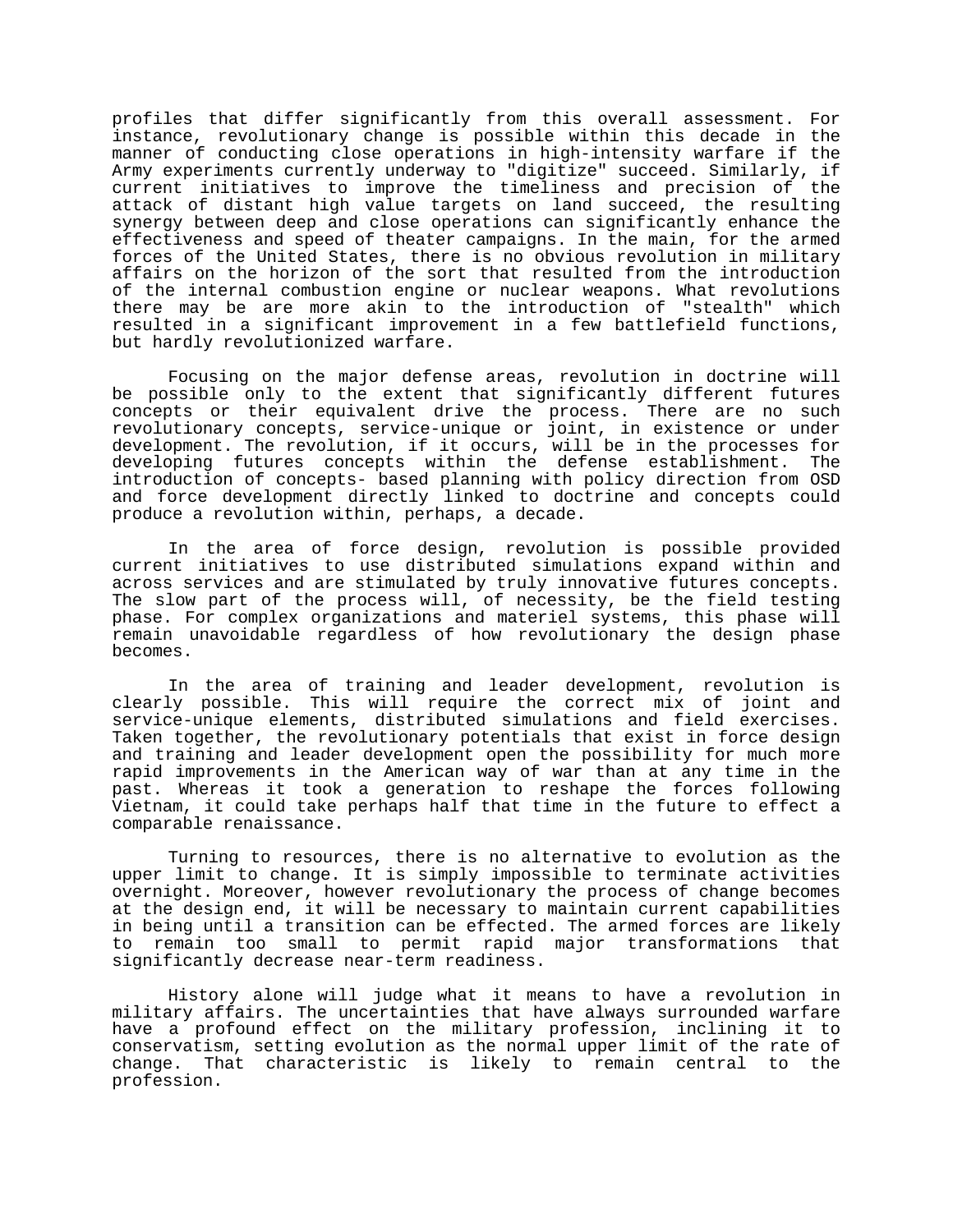profiles that differ significantly from this overall assessment. For instance, revolutionary change is possible within this decade in the manner of conducting close operations in high-intensity warfare if the Army experiments currently underway to "digitize" succeed. Similarly, if current initiatives to improve the timeliness and precision of the attack of distant high value targets on land succeed, the resulting synergy between deep and close operations can significantly enhance the effectiveness and speed of theater campaigns. In the main, for the armed forces of the United States, there is no obvious revolution in military affairs on the horizon of the sort that resulted from the introduction of the internal combustion engine or nuclear weapons. What revolutions there may be are more akin to the introduction of "stealth" which resulted in a significant improvement in a few battlefield functions, but hardly revolutionized warfare.

Focusing on the major defense areas, revolution in doctrine will be possible only to the extent that significantly different futures concepts or their equivalent drive the process. There are no such revolutionary concepts, service-unique or joint, in existence or under development. The revolution, if it occurs, will be in the processes for developing futures concepts within the defense establishment. The introduction of concepts- based planning with policy direction from OSD and force development directly linked to doctrine and concepts could produce a revolution within, perhaps, a decade.

In the area of force design, revolution is possible provided current initiatives to use distributed simulations expand within and across services and are stimulated by truly innovative futures concepts. The slow part of the process will, of necessity, be the field testing phase. For complex organizations and materiel systems, this phase will remain unavoidable regardless of how revolutionary the design phase becomes.

In the area of training and leader development, revolution is clearly possible. This will require the correct mix of joint and service-unique elements, distributed simulations and field exercises. Taken together, the revolutionary potentials that exist in force design and training and leader development open the possibility for much more rapid improvements in the American way of war than at any time in the past. Whereas it took a generation to reshape the forces following Vietnam, it could take perhaps half that time in the future to effect a comparable renaissance.

Turning to resources, there is no alternative to evolution as the upper limit to change. It is simply impossible to terminate activities overnight. Moreover, however revolutionary the process of change becomes at the design end, it will be necessary to maintain current capabilities in being until a transition can be effected. The armed forces are likely to remain too small to permit rapid major transformations that significantly decrease near-term readiness.

History alone will judge what it means to have a revolution in military affairs. The uncertainties that have always surrounded warfare have a profound effect on the military profession, inclining it to conservatism, setting evolution as the normal upper limit of the rate of change. That characteristic is likely to remain central to the profession.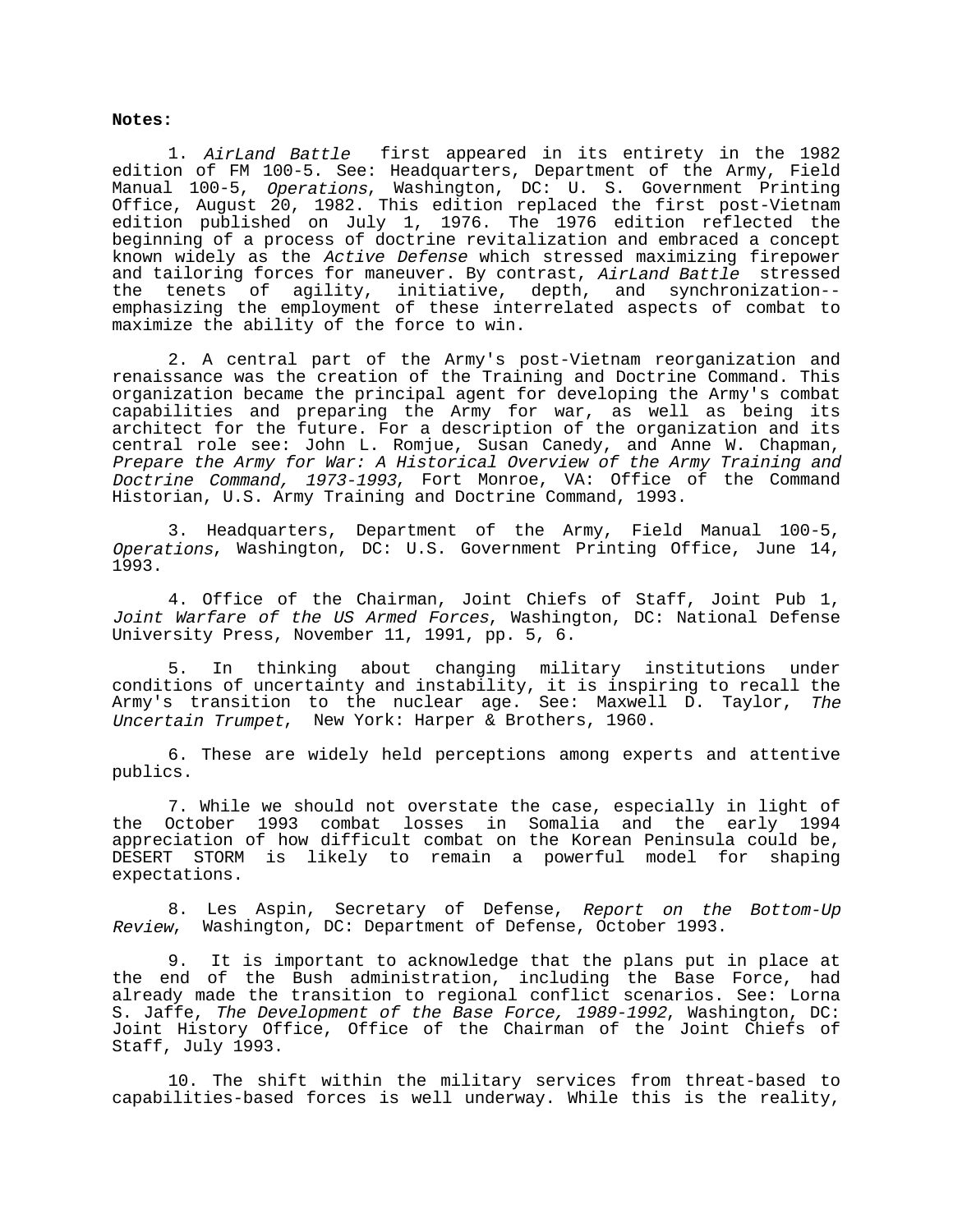**Notes:**

1. *AirLand Battle* first appeared in its entirety in the 1982 edition of FM 100-5. See: Headquarters, Department of the Army, Field Manual 100-5, *Operations*, Washington, DC: U. S. Government Printing Office, August 20, 1982. This edition replaced the first post-Vietnam edition published on July 1, 1976. The 1976 edition reflected the beginning of a process of doctrine revitalization and embraced a concept known widely as the *Active Defense* which stressed maximizing firepower and tailoring forces for maneuver. By contrast, *AirLand Battle* stressed the tenets of agility, initiative, depth, and synchronization--emphasizing the employment of these interrelated aspects of combat to maximize the ability of the force to win.

2. A central part of the Army's post-Vietnam reorganization and renaissance was the creation of the Training and Doctrine Command. This organization became the principal agent for developing the Army's combat capabilities and preparing the Army for war, as well as being its architect for the future. For a description of the organization and its central role see: John L. Romjue, Susan Canedy, and Anne W. Chapman, *Prepare the Army for War: A Historical Overview of the Army Training and Doctrine Command, 1973-1993*, Fort Monroe, VA: Office of the Command Historian, U.S. Army Training and Doctrine Command, 1993.

3. Headquarters, Department of the Army, Field Manual 100-5, *Operations*, Washington, DC: U.S. Government Printing Office, June 14, 1993.

4. Office of the Chairman, Joint Chiefs of Staff, Joint Pub 1, *Joint Warfare of the US Armed Forces*, Washington, DC: National Defense University Press, November 11, 1991, pp. 5, 6.

5. In thinking about changing military institutions under conditions of uncertainty and instability, it is inspiring to recall the Army's transition to the nuclear age. See: Maxwell D. Taylor, *The Uncertain Trumpet*, New York: Harper & Brothers, 1960.

6. These are widely held perceptions among experts and attentive publics.

7. While we should not overstate the case, especially in light of the October 1993 combat losses in Somalia and the early 1994 appreciation of how difficult combat on the Korean Peninsula could be, DESERT STORM is likely to remain a powerful model for shaping expectations.

8. Les Aspin, Secretary of Defense, *Report on the Bottom-Up Review*, Washington, DC: Department of Defense, October 1993.

9. It is important to acknowledge that the plans put in place at the end of the Bush administration, including the Base Force, had already made the transition to regional conflict scenarios. See: Lorna S. Jaffe, *The Development of the Base Force, 1989-1992*, Washington, DC: Joint History Office, Office of the Chairman of the Joint Chiefs of Staff, July 1993.

10. The shift within the military services from threat-based to capabilities-based forces is well underway. While this is the reality,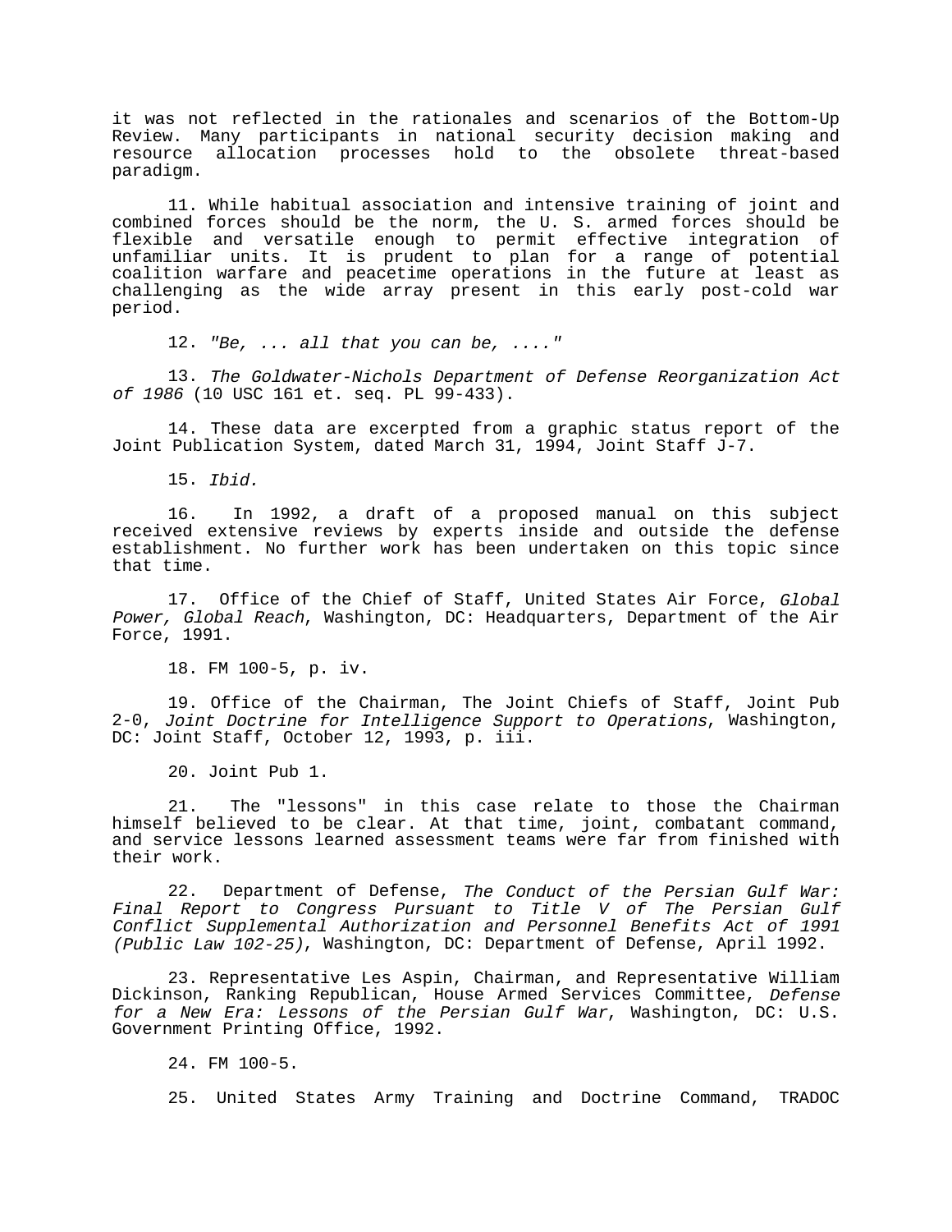it was not reflected in the rationales and scenarios of the Bottom-Up Review. Many participants in national security decision making and resource allocation processes hold to the obsolete threat-based paradigm.

11. While habitual association and intensive training of joint and combined forces should be the norm, the U. S. armed forces should be flexible and versatile enough to permit effective integration of unfamiliar units. It is prudent to plan for a range of potential coalition warfare and peacetime operations in the future at least as challenging as the wide array present in this early post-cold war period.

12. *"Be, ... all that you can be, ...."*

13. *The Goldwater-Nichols Department of Defense Reorganization Act of 1986* (10 USC 161 et. seq. PL 99-433).

14. These data are excerpted from a graphic status report of the Joint Publication System, dated March 31, 1994, Joint Staff J-7.

15. *Ibid.*

16. In 1992, a draft of a proposed manual on this subject received extensive reviews by experts inside and outside the defense establishment. No further work has been undertaken on this topic since that time.

17. Office of the Chief of Staff, United States Air Force, *Global Power, Global Reach*, Washington, DC: Headquarters, Department of the Air Force, 1991.

18. FM 100-5, p. iv.

19. Office of the Chairman, The Joint Chiefs of Staff, Joint Pub 2-0, *Joint Doctrine for Intelligence Support to Operations*, Washington, DC: Joint Staff, October 12, 1993, p. iii.

20. Joint Pub 1.

21. The "lessons" in this case relate to those the Chairman himself believed to be clear. At that time, joint, combatant command, and service lessons learned assessment teams were far from finished with their work.

22. Department of Defense, *The Conduct of the Persian Gulf War: Final Report to Congress Pursuant to Title V of The Persian Gulf Conflict Supplemental Authorization and Personnel Benefits Act of 1991 (Public Law 102-25)*, Washington, DC: Department of Defense, April 1992.

23. Representative Les Aspin, Chairman, and Representative William Dickinson, Ranking Republican, House Armed Services Committee, *Defense for a New Era: Lessons of the Persian Gulf War*, Washington, DC: U.S. Government Printing Office, 1992.

24. FM 100-5.

25. United States Army Training and Doctrine Command, TRADOC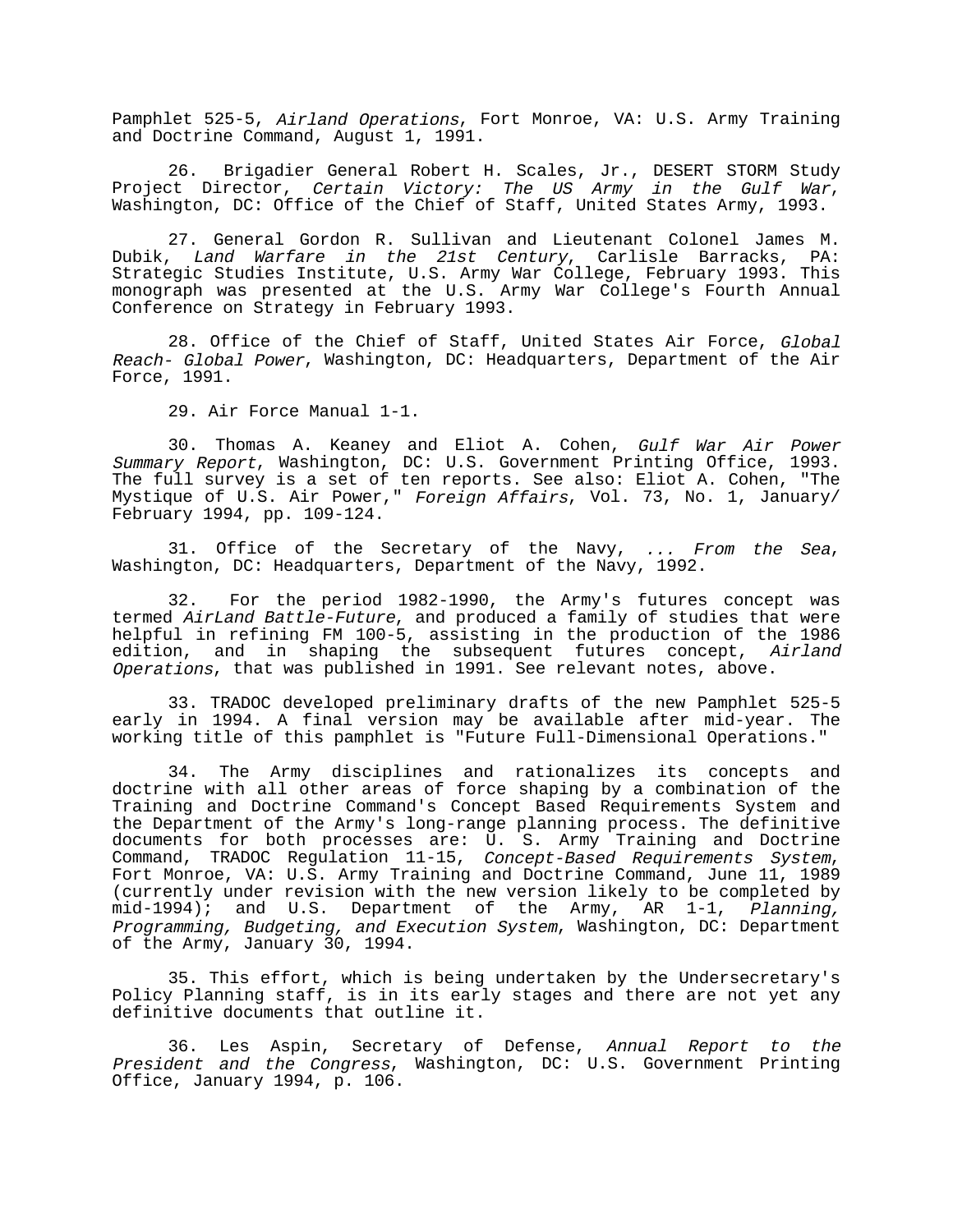Pamphlet 525-5, *Airland Operations*, Fort Monroe, VA: U.S. Army Training and Doctrine Command, August 1, 1991.

26. Brigadier General Robert H. Scales, Jr., DESERT STORM Study Project Director, *Certain Victory: The US Army in the Gulf War*, Washington, DC: Office of the Chief of Staff, United States Army, 1993.

27. General Gordon R. Sullivan and Lieutenant Colonel James M. Dubik, *Land Warfare in the 21st Century*, Carlisle Barracks, PA: Strategic Studies Institute, U.S. Army War College, February 1993. This monograph was presented at the U.S. Army War College's Fourth Annual Conference on Strategy in February 1993.

28. Office of the Chief of Staff, United States Air Force, *Global Reach- Global Power*, Washington, DC: Headquarters, Department of the Air Force, 1991.

29. Air Force Manual 1-1.

30. Thomas A. Keaney and Eliot A. Cohen, *Gulf War Air Power Summary Report*, Washington, DC: U.S. Government Printing Office, 1993. The full survey is a set of ten reports. See also: Eliot A. Cohen, "The Mystique of U.S. Air Power," *Foreign Affairs*, Vol. 73, No. 1, January/ February 1994, pp. 109-124.

31. Office of the Secretary of the Navy, *... From the Sea*, Washington, DC: Headquarters, Department of the Navy, 1992.

32. For the period 1982-1990, the Army's futures concept was termed *AirLand Battle-Future*, and produced a family of studies that were helpful in refining FM 100-5, assisting in the production of the 1986 edition, and in shaping the subsequent futures concept, *Airland Operations*, that was published in 1991. See relevant notes, above.

33. TRADOC developed preliminary drafts of the new Pamphlet 525-5 early in 1994. A final version may be available after mid-year. The working title of this pamphlet is "Future Full-Dimensional Operations."

34. The Army disciplines and rationalizes its concepts and doctrine with all other areas of force shaping by a combination of the Training and Doctrine Command's Concept Based Requirements System and the Department of the Army's long-range planning process. The definitive documents for both processes are: U. S. Army Training and Doctrine Command, TRADOC Regulation 11-15, *Concept-Based Requirements System*, Fort Monroe, VA: U.S. Army Training and Doctrine Command, June 11, 1989 (currently under revision with the new version likely to be completed by mid-1994); and U.S. Department of the Army, AR 1-1, *Planning, Programming, Budgeting, and Execution System*, Washington, DC: Department of the Army, January 30, 1994.

35. This effort, which is being undertaken by the Undersecretary's Policy Planning staff, is in its early stages and there are not yet any definitive documents that outline it.

36. Les Aspin, Secretary of Defense, *Annual Report to the President and the Congress*, Washington, DC: U.S. Government Printing Office, January 1994, p. 106.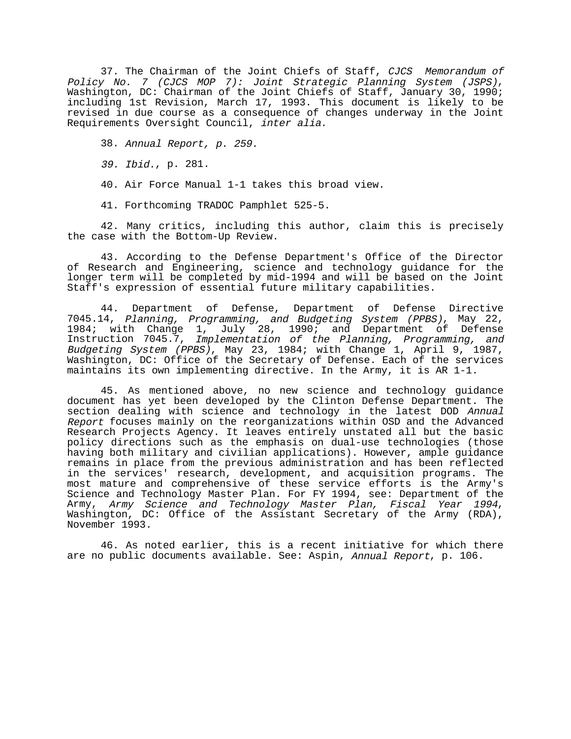37. The Chairman of the Joint Chiefs of Staff, *CJCS Memorandum of Policy No. 7 (CJCS MOP 7): Joint Strategic Planning System (JSPS)*, Washington, DC: Chairman of the Joint Chiefs of Staff, January 30, 1990; including 1st Revision, March 17, 1993. This document is likely to be revised in due course as a consequence of changes underway in the Joint Requirements Oversight Council, *inter alia*.

38. *Annual Report, p. 259.*

*39. Ibid.*, p. 281.

40. Air Force Manual 1-1 takes this broad view.

41. Forthcoming TRADOC Pamphlet 525-5.

42. Many critics, including this author, claim this is precisely the case with the Bottom-Up Review.

43. According to the Defense Department's Office of the Director of Research and Engineering, science and technology guidance for the longer term will be completed by mid-1994 and will be based on the Joint Staff's expression of essential future military capabilities.

44. Department of Defense, Department of Defense Directive 7045.14, *Planning, Programming, and Budgeting System (PPBS)*, May 22, 1984; with Change 1, July 28, 1990; and Department of Defense Instruction 7045.7, *Implementation of the Planning, Programming, and Budgeting System (PPBS)*, May 23, 1984; with Change 1, April 9, 1987, Washington, DC: Office of the Secretary of Defense. Each of the services maintains its own implementing directive. In the Army, it is AR 1-1.

45. As mentioned above, no new science and technology guidance document has yet been developed by the Clinton Defense Department. The section dealing with science and technology in the latest DOD *Annual Report* focuses mainly on the reorganizations within OSD and the Advanced Research Projects Agency. It leaves entirely unstated all but the basic policy directions such as the emphasis on dual-use technologies (those having both military and civilian applications). However, ample guidance remains in place from the previous administration and has been reflected in the services' research, development, and acquisition programs. The most mature and comprehensive of these service efforts is the Army's Science and Technology Master Plan. For FY 1994, see: Department of the Army, *Army Science and Technology Master Plan, Fiscal Year 1994*, Washington, DC: Office of the Assistant Secretary of the Army (RDA), November 1993.

46. As noted earlier, this is a recent initiative for which there are no public documents available. See: Aspin, *Annual Report*, p. 106.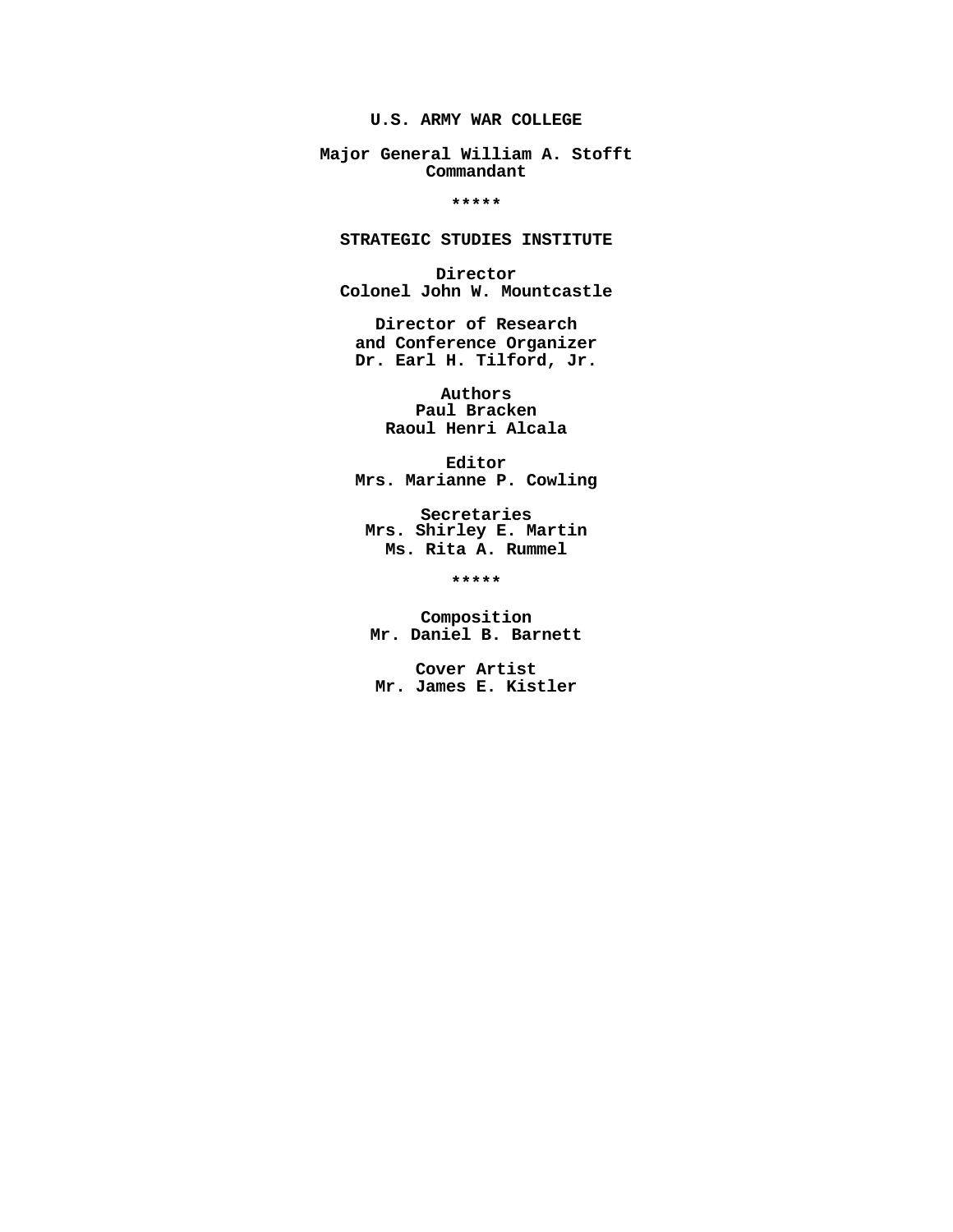**U.S. ARMY WAR COLLEGE**

**Major General William A. Stofft**
**Commandant**

**\*\*\*\*\***

**STRATEGIC STUDIES INSTITUTE**

**Director**
**Colonel John W. Mountcastle**

**Director of Research**
**and Conference Organizer**
**Dr. Earl H. Tilford, Jr.**

**Authors**
**Paul Bracken**
**Raoul Henri Alcala**

**Editor**
**Mrs. Marianne P. Cowling**

**Secretaries**
**Mrs. Shirley E. Martin**
**Ms. Rita A. Rummel**

**\*\*\*\*\***

**Composition**
**Mr. Daniel B. Barnett**

**Cover Artist**
**Mr. James E. Kistler**